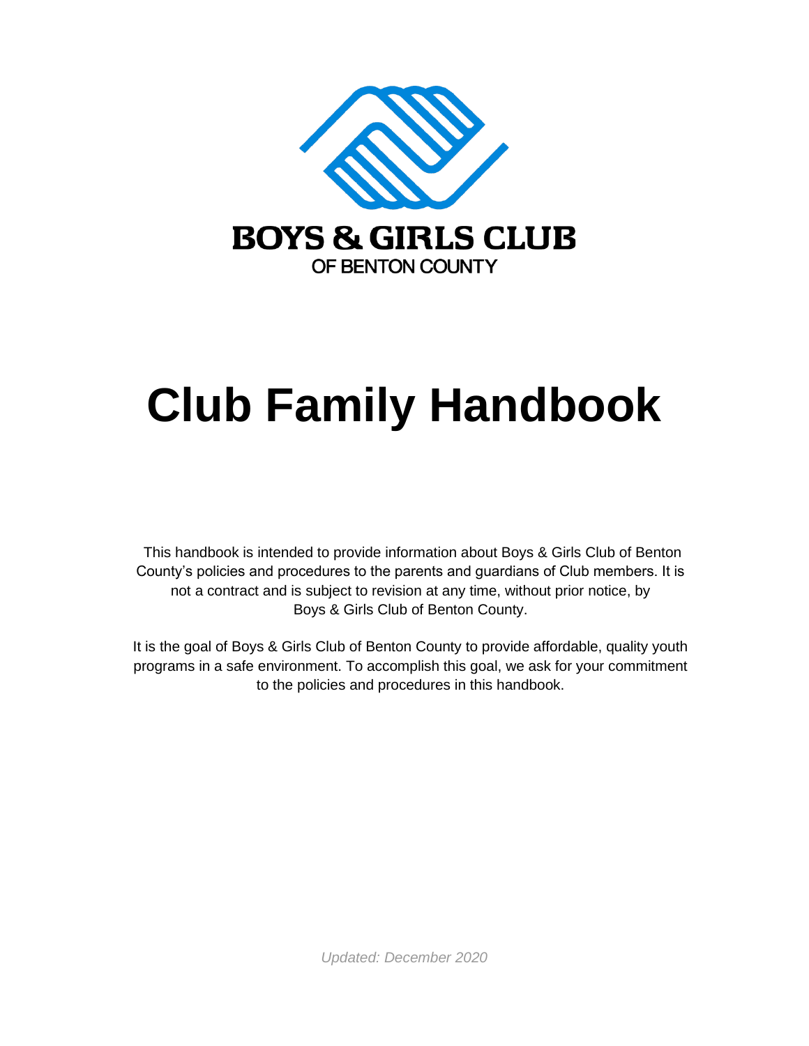**BOYS & GIRLS CLUB**
OF BENTON COUNTY

# Club Family Handbook

This handbook is intended to provide information about Boys & Girls Club of Benton County's policies and procedures to the parents and guardians of Club members. It is not a contract and is subject to revision at any time, without prior notice, by Boys & Girls Club of Benton County.

It is the goal of Boys & Girls Club of Benton County to provide affordable, quality youth programs in a safe environment. To accomplish this goal, we ask for your commitment to the policies and procedures in this handbook.

*Updated: December 2020*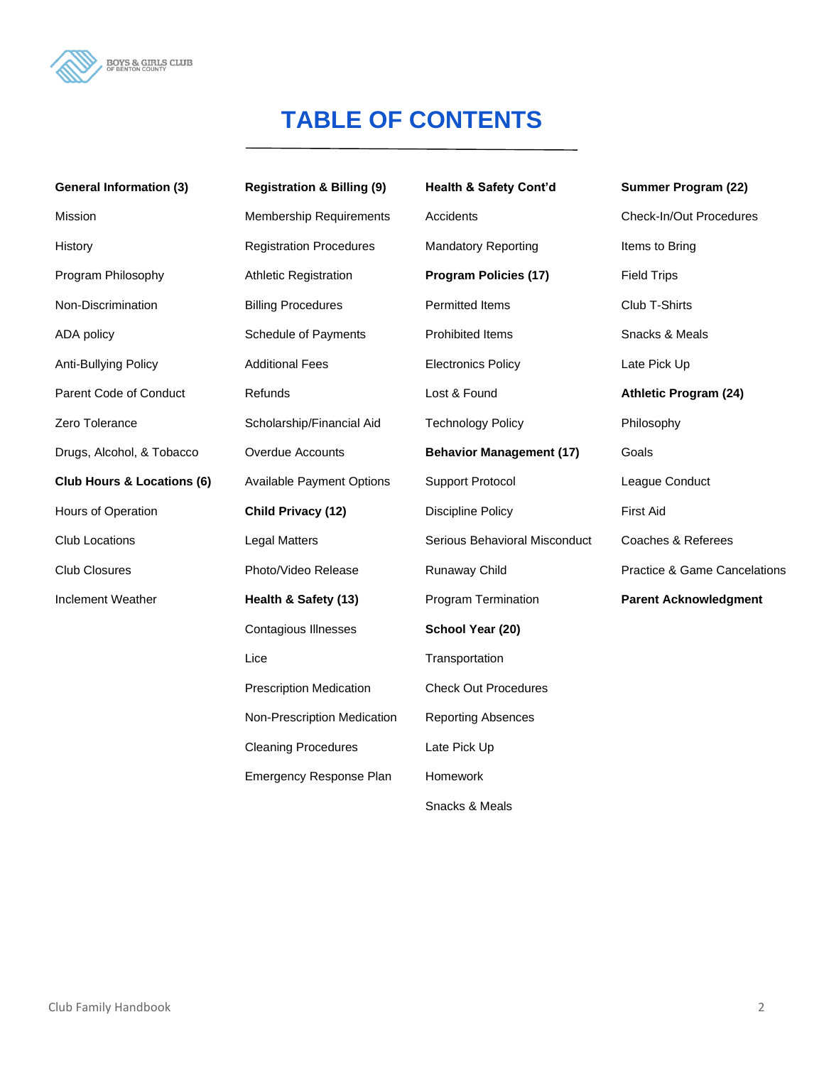# TABLE OF CONTENTS

**General Information (3)**

- Mission
- History
- Program Philosophy
- Non-Discrimination
- ADA policy
- Anti-Bullying Policy
- Parent Code of Conduct
- Zero Tolerance
- Drugs, Alcohol, & Tobacco

**Club Hours & Locations (6)**

- Hours of Operation
- Club Locations
- Club Closures
- Inclement Weather

**Registration & Billing (9)**

- Membership Requirements
- Registration Procedures
- Athletic Registration
- Billing Procedures
- Schedule of Payments
- Additional Fees
- Refunds
- Scholarship/Financial Aid
- Overdue Accounts
- Available Payment Options

**Child Privacy (12)**

- Legal Matters
- Photo/Video Release

**Health & Safety (13)**

- Contagious Illnesses
- Lice
- Prescription Medication
- Non-Prescription Medication
- Cleaning Procedures
- Emergency Response Plan

**Health & Safety Cont'd**

- Accidents
- Mandatory Reporting

**Program Policies (17)**

- Permitted Items
- Prohibited Items
- Electronics Policy
- Lost & Found
- Technology Policy

**Behavior Management (17)**

- Support Protocol
- Discipline Policy
- Serious Behavioral Misconduct
- Runaway Child
- Program Termination

**School Year (20)**

- Transportation
- Check Out Procedures
- Reporting Absences
- Late Pick Up
- Homework
- Snacks & Meals

**Summer Program (22)**

- Check-In/Out Procedures
- Items to Bring
- Field Trips
- Club T-Shirts
- Snacks & Meals
- Late Pick Up

**Athletic Program (24)**

- Philosophy
- Goals
- League Conduct
- First Aid
- Coaches & Referees
- Practice & Game Cancelations

**Parent Acknowledgment**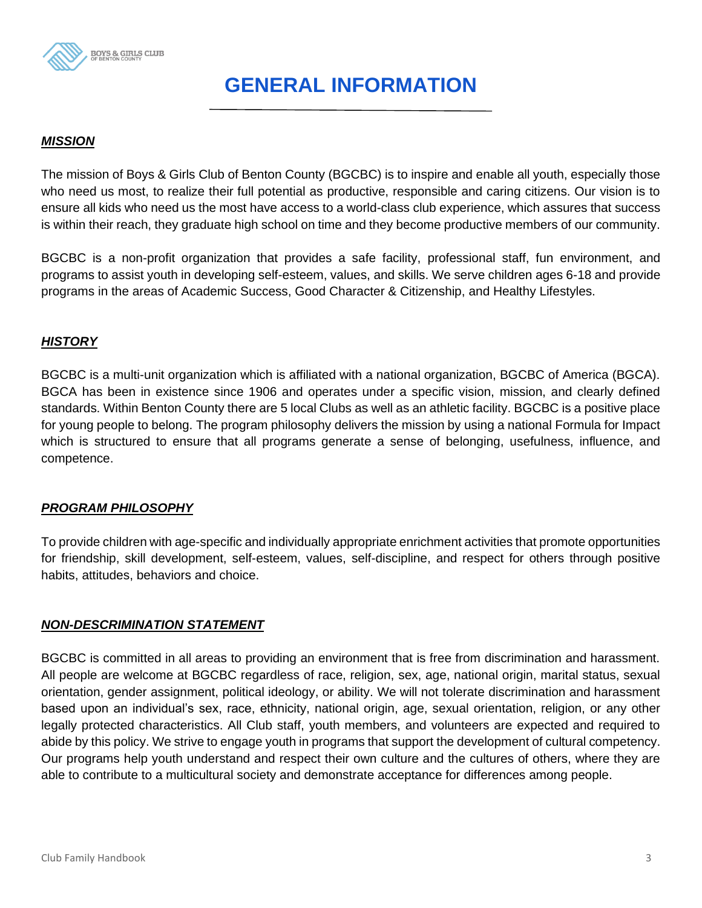# GENERAL INFORMATION

***MISSION***

The mission of Boys & Girls Club of Benton County (BGCBC) is to inspire and enable all youth, especially those who need us most, to realize their full potential as productive, responsible and caring citizens. Our vision is to ensure all kids who need us the most have access to a world-class club experience, which assures that success is within their reach, they graduate high school on time and they become productive members of our community.

BGCBC is a non-profit organization that provides a safe facility, professional staff, fun environment, and programs to assist youth in developing self-esteem, values, and skills. We serve children ages 6-18 and provide programs in the areas of Academic Success, Good Character & Citizenship, and Healthy Lifestyles.

***HISTORY***

BGCBC is a multi-unit organization which is affiliated with a national organization, BGCBC of America (BGCA). BGCA has been in existence since 1906 and operates under a specific vision, mission, and clearly defined standards. Within Benton County there are 5 local Clubs as well as an athletic facility. BGCBC is a positive place for young people to belong. The program philosophy delivers the mission by using a national Formula for Impact which is structured to ensure that all programs generate a sense of belonging, usefulness, influence, and competence.

***PROGRAM PHILOSOPHY***

To provide children with age-specific and individually appropriate enrichment activities that promote opportunities for friendship, skill development, self-esteem, values, self-discipline, and respect for others through positive habits, attitudes, behaviors and choice.

***NON-DESCRIMINATION STATEMENT***

BGCBC is committed in all areas to providing an environment that is free from discrimination and harassment. All people are welcome at BGCBC regardless of race, religion, sex, age, national origin, marital status, sexual orientation, gender assignment, political ideology, or ability. We will not tolerate discrimination and harassment based upon an individual's sex, race, ethnicity, national origin, age, sexual orientation, religion, or any other legally protected characteristics. All Club staff, youth members, and volunteers are expected and required to abide by this policy. We strive to engage youth in programs that support the development of cultural competency. Our programs help youth understand and respect their own culture and the cultures of others, where they are able to contribute to a multicultural society and demonstrate acceptance for differences among people.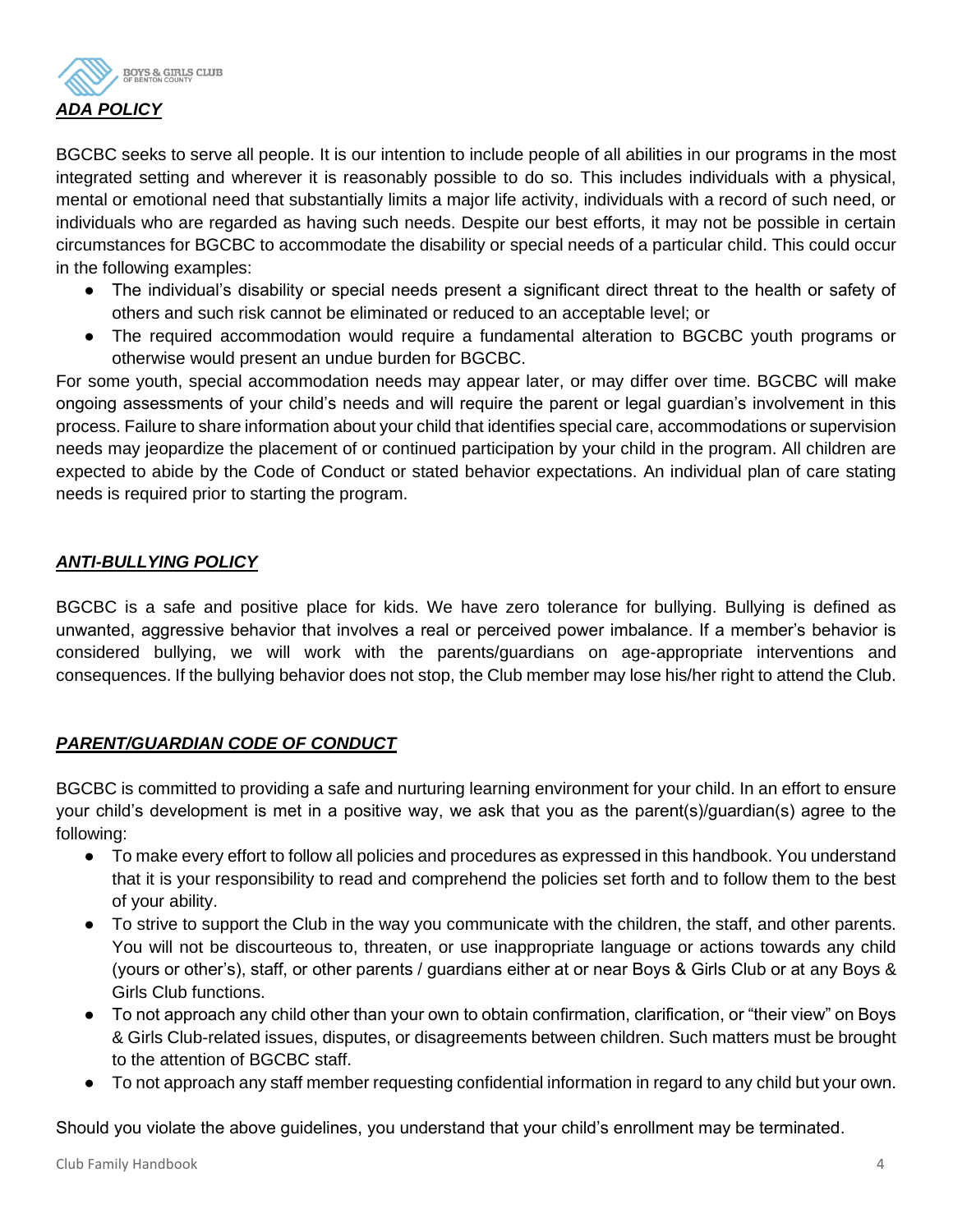## ***ADA POLICY***

BGCBC seeks to serve all people. It is our intention to include people of all abilities in our programs in the most integrated setting and wherever it is reasonably possible to do so. This includes individuals with a physical, mental or emotional need that substantially limits a major life activity, individuals with a record of such need, or individuals who are regarded as having such needs. Despite our best efforts, it may not be possible in certain circumstances for BGCBC to accommodate the disability or special needs of a particular child. This could occur in the following examples:

- The individual's disability or special needs present a significant direct threat to the health or safety of others and such risk cannot be eliminated or reduced to an acceptable level; or
- The required accommodation would require a fundamental alteration to BGCBC youth programs or otherwise would present an undue burden for BGCBC.

For some youth, special accommodation needs may appear later, or may differ over time. BGCBC will make ongoing assessments of your child's needs and will require the parent or legal guardian's involvement in this process. Failure to share information about your child that identifies special care, accommodations or supervision needs may jeopardize the placement of or continued participation by your child in the program. All children are expected to abide by the Code of Conduct or stated behavior expectations. An individual plan of care stating needs is required prior to starting the program.

## ***ANTI-BULLYING POLICY***

BGCBC is a safe and positive place for kids. We have zero tolerance for bullying. Bullying is defined as unwanted, aggressive behavior that involves a real or perceived power imbalance. If a member's behavior is considered bullying, we will work with the parents/guardians on age-appropriate interventions and consequences. If the bullying behavior does not stop, the Club member may lose his/her right to attend the Club.

## ***PARENT/GUARDIAN CODE OF CONDUCT***

BGCBC is committed to providing a safe and nurturing learning environment for your child. In an effort to ensure your child's development is met in a positive way, we ask that you as the parent(s)/guardian(s) agree to the following:

- To make every effort to follow all policies and procedures as expressed in this handbook. You understand that it is your responsibility to read and comprehend the policies set forth and to follow them to the best of your ability.
- To strive to support the Club in the way you communicate with the children, the staff, and other parents. You will not be discourteous to, threaten, or use inappropriate language or actions towards any child (yours or other's), staff, or other parents / guardians either at or near Boys & Girls Club or at any Boys & Girls Club functions.
- To not approach any child other than your own to obtain confirmation, clarification, or "their view" on Boys & Girls Club-related issues, disputes, or disagreements between children. Such matters must be brought to the attention of BGCBC staff.
- To not approach any staff member requesting confidential information in regard to any child but your own.

Should you violate the above guidelines, you understand that your child's enrollment may be terminated.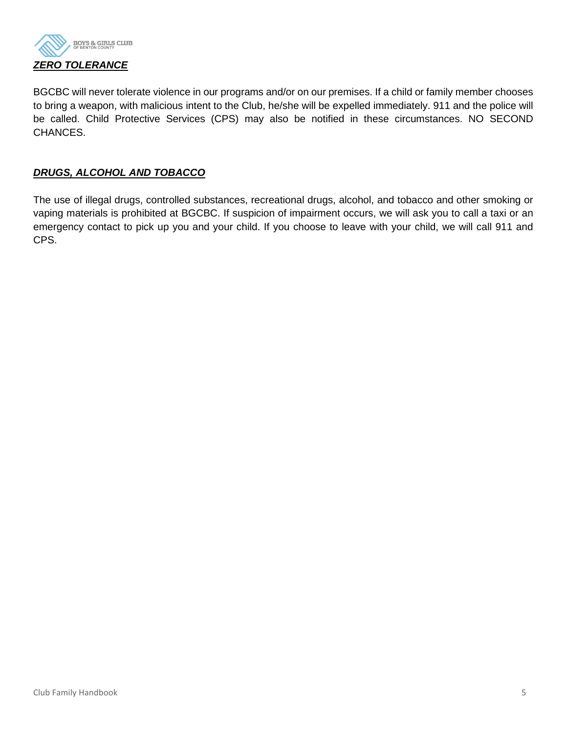## ***ZERO TOLERANCE***

BGCBC will never tolerate violence in our programs and/or on our premises. If a child or family member chooses to bring a weapon, with malicious intent to the Club, he/she will be expelled immediately. 911 and the police will be called. Child Protective Services (CPS) may also be notified in these circumstances. NO SECOND CHANCES.

## ***DRUGS, ALCOHOL AND TOBACCO***

The use of illegal drugs, controlled substances, recreational drugs, alcohol, and tobacco and other smoking or vaping materials is prohibited at BGCBC. If suspicion of impairment occurs, we will ask you to call a taxi or an emergency contact to pick up you and your child. If you choose to leave with your child, we will call 911 and CPS.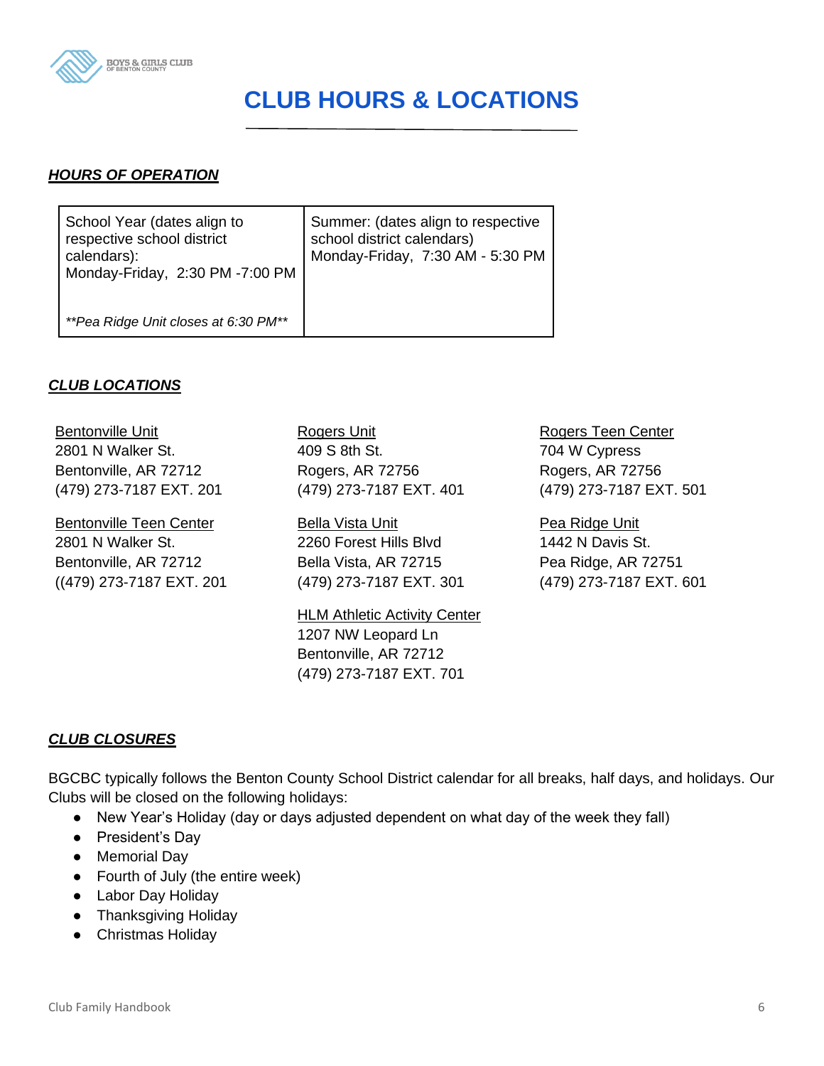# CLUB HOURS & LOCATIONS

### ***HOURS OF OPERATION***

| School Year (dates align to respective school district calendars):<br>Monday-Friday, 2:30 PM -7:00 PM<br><br>*\*\*Pea Ridge Unit closes at 6:30 PM\*\** | Summer: (dates align to respective school district calendars)<br>Monday-Friday, 7:30 AM - 5:30 PM |
|---|---|

### ***CLUB LOCATIONS***

Bentonville Unit
2801 N Walker St.
Bentonville, AR 72712
(479) 273-7187 EXT. 201

Bentonville Teen Center
2801 N Walker St.
Bentonville, AR 72712
((479) 273-7187 EXT. 201

Rogers Unit
409 S 8th St.
Rogers, AR 72756
(479) 273-7187 EXT. 401

Bella Vista Unit
2260 Forest Hills Blvd
Bella Vista, AR 72715
(479) 273-7187 EXT. 301

HLM Athletic Activity Center
1207 NW Leopard Ln
Bentonville, AR 72712
(479) 273-7187 EXT. 701

Rogers Teen Center
704 W Cypress
Rogers, AR 72756
(479) 273-7187 EXT. 501

Pea Ridge Unit
1442 N Davis St.
Pea Ridge, AR 72751
(479) 273-7187 EXT. 601

### ***CLUB CLOSURES***

BGCBC typically follows the Benton County School District calendar for all breaks, half days, and holidays. Our Clubs will be closed on the following holidays:

- New Year's Holiday (day or days adjusted dependent on what day of the week they fall)
- President's Day
- Memorial Day
- Fourth of July (the entire week)
- Labor Day Holiday
- Thanksgiving Holiday
- Christmas Holiday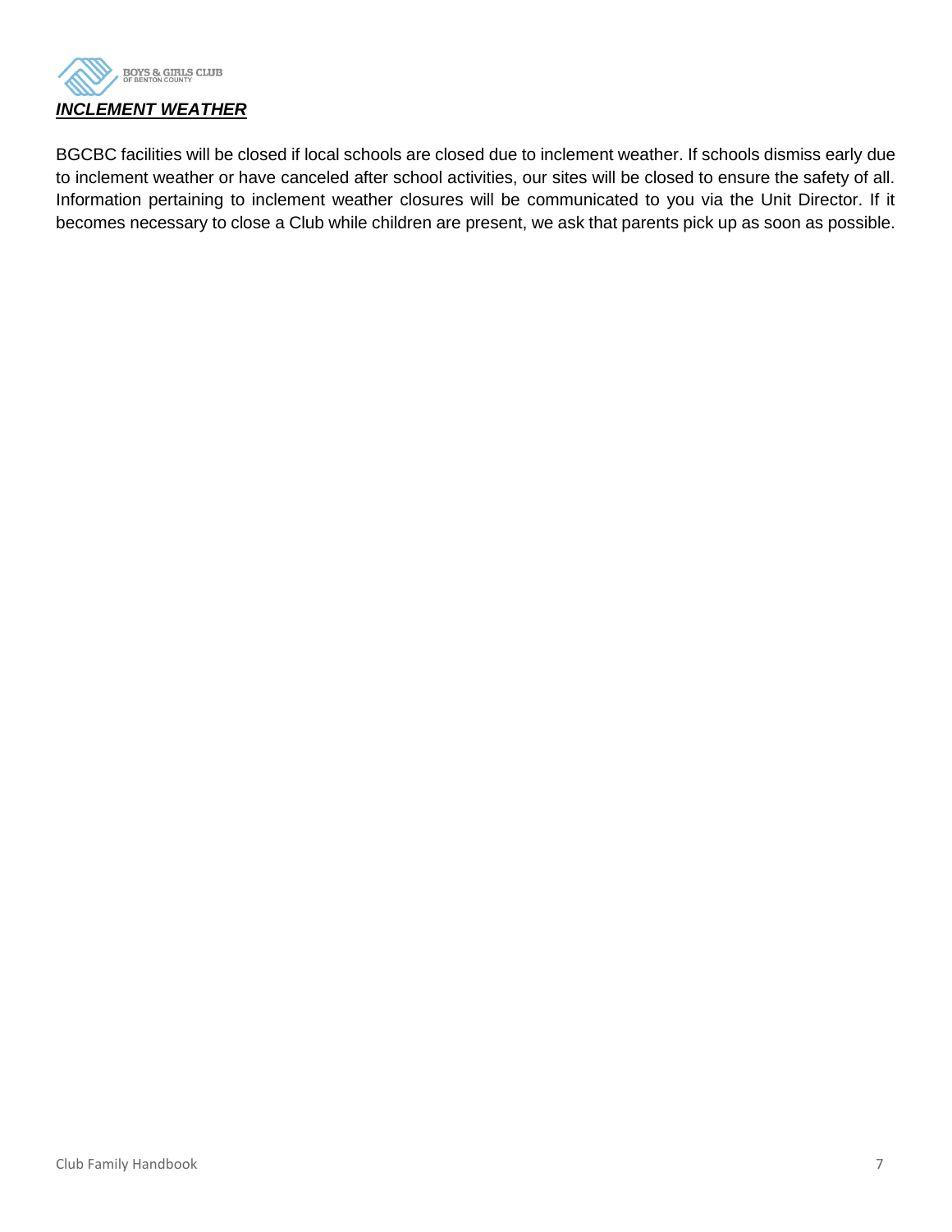## ***INCLEMENT WEATHER***

BGCBC facilities will be closed if local schools are closed due to inclement weather. If schools dismiss early due to inclement weather or have canceled after school activities, our sites will be closed to ensure the safety of all. Information pertaining to inclement weather closures will be communicated to you via the Unit Director. If it becomes necessary to close a Club while children are present, we ask that parents pick up as soon as possible.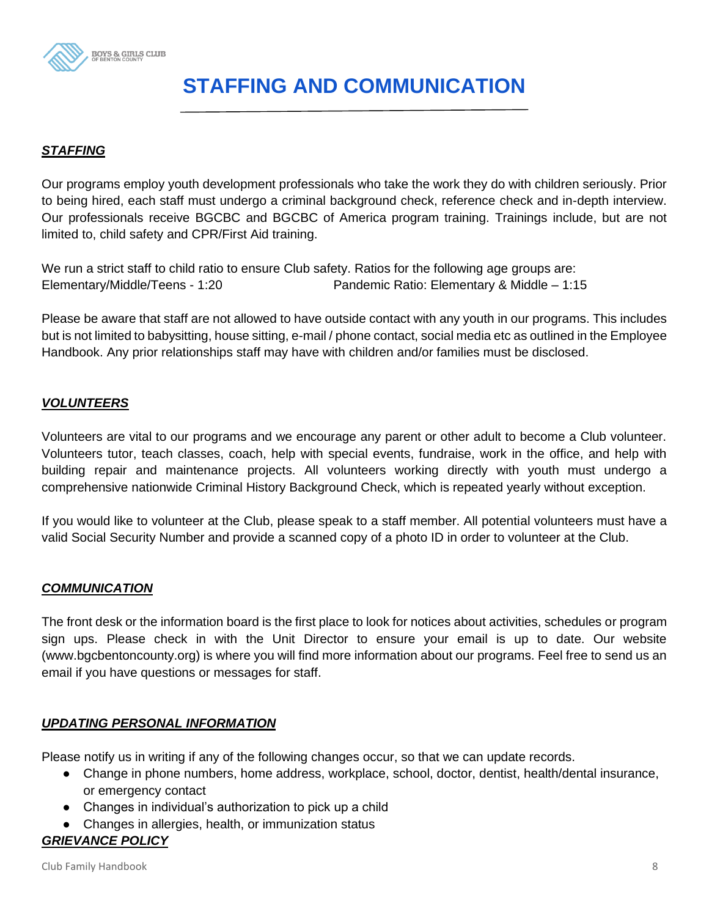# STAFFING AND COMMUNICATION

## ***STAFFING***

Our programs employ youth development professionals who take the work they do with children seriously. Prior to being hired, each staff must undergo a criminal background check, reference check and in-depth interview. Our professionals receive BGCBC and BGCBC of America program training. Trainings include, but are not limited to, child safety and CPR/First Aid training.

We run a strict staff to child ratio to ensure Club safety. Ratios for the following age groups are:
Elementary/Middle/Teens - 1:20
Pandemic Ratio: Elementary & Middle – 1:15

Please be aware that staff are not allowed to have outside contact with any youth in our programs. This includes but is not limited to babysitting, house sitting, e-mail / phone contact, social media etc as outlined in the Employee Handbook. Any prior relationships staff may have with children and/or families must be disclosed.

## ***VOLUNTEERS***

Volunteers are vital to our programs and we encourage any parent or other adult to become a Club volunteer. Volunteers tutor, teach classes, coach, help with special events, fundraise, work in the office, and help with building repair and maintenance projects. All volunteers working directly with youth must undergo a comprehensive nationwide Criminal History Background Check, which is repeated yearly without exception.

If you would like to volunteer at the Club, please speak to a staff member. All potential volunteers must have a valid Social Security Number and provide a scanned copy of a photo ID in order to volunteer at the Club.

## ***COMMUNICATION***

The front desk or the information board is the first place to look for notices about activities, schedules or program sign ups. Please check in with the Unit Director to ensure your email is up to date. Our website (www.bgcbentoncounty.org) is where you will find more information about our programs. Feel free to send us an email if you have questions or messages for staff.

## ***UPDATING PERSONAL INFORMATION***

Please notify us in writing if any of the following changes occur, so that we can update records.

- Change in phone numbers, home address, workplace, school, doctor, dentist, health/dental insurance, or emergency contact
- Changes in individual's authorization to pick up a child
- Changes in allergies, health, or immunization status

## ***GRIEVANCE POLICY***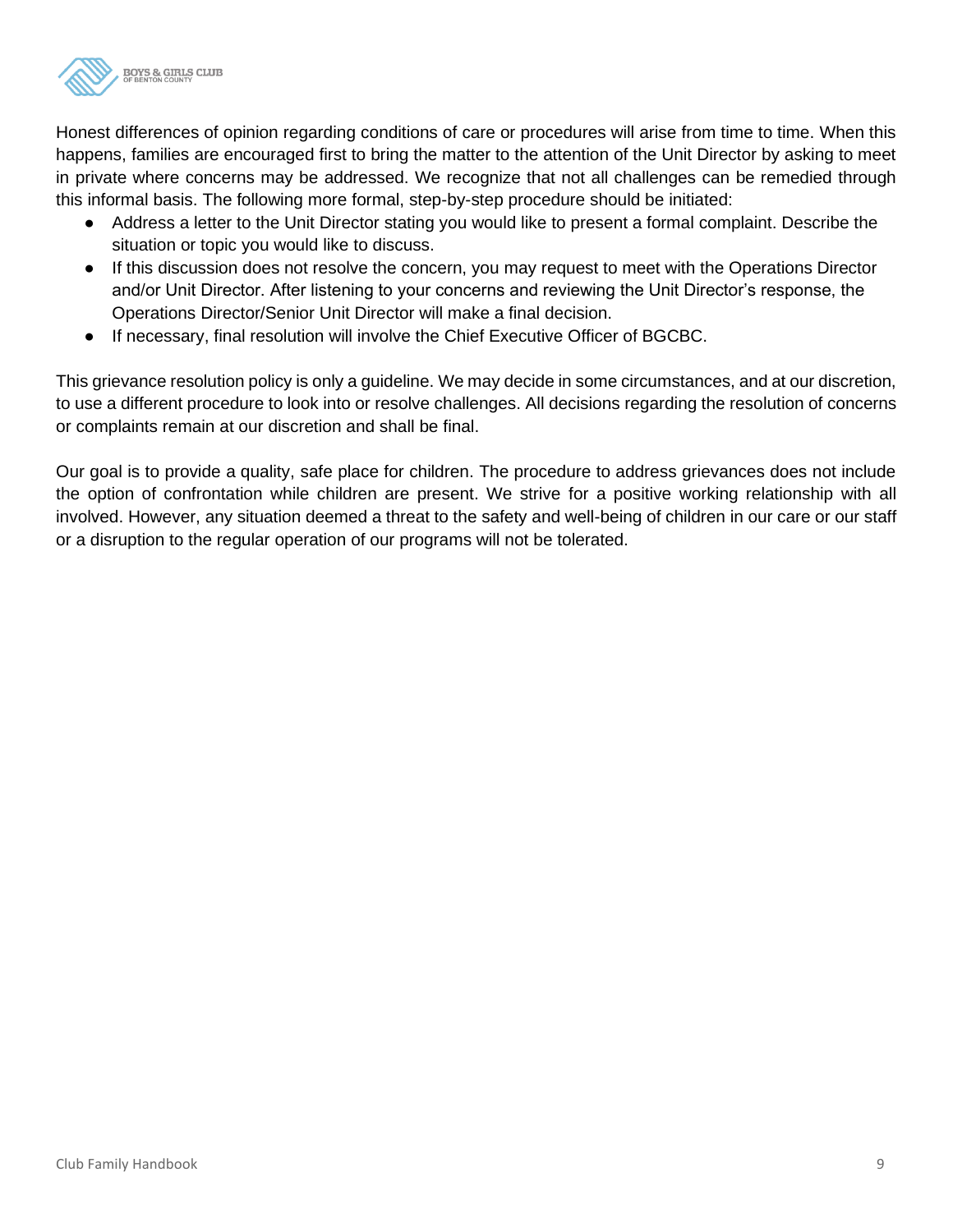Honest differences of opinion regarding conditions of care or procedures will arise from time to time. When this happens, families are encouraged first to bring the matter to the attention of the Unit Director by asking to meet in private where concerns may be addressed. We recognize that not all challenges can be remedied through this informal basis. The following more formal, step-by-step procedure should be initiated:

- Address a letter to the Unit Director stating you would like to present a formal complaint. Describe the situation or topic you would like to discuss.
- If this discussion does not resolve the concern, you may request to meet with the Operations Director and/or Unit Director. After listening to your concerns and reviewing the Unit Director's response, the Operations Director/Senior Unit Director will make a final decision.
- If necessary, final resolution will involve the Chief Executive Officer of BGCBC.

This grievance resolution policy is only a guideline. We may decide in some circumstances, and at our discretion, to use a different procedure to look into or resolve challenges. All decisions regarding the resolution of concerns or complaints remain at our discretion and shall be final.

Our goal is to provide a quality, safe place for children. The procedure to address grievances does not include the option of confrontation while children are present. We strive for a positive working relationship with all involved. However, any situation deemed a threat to the safety and well-being of children in our care or our staff or a disruption to the regular operation of our programs will not be tolerated.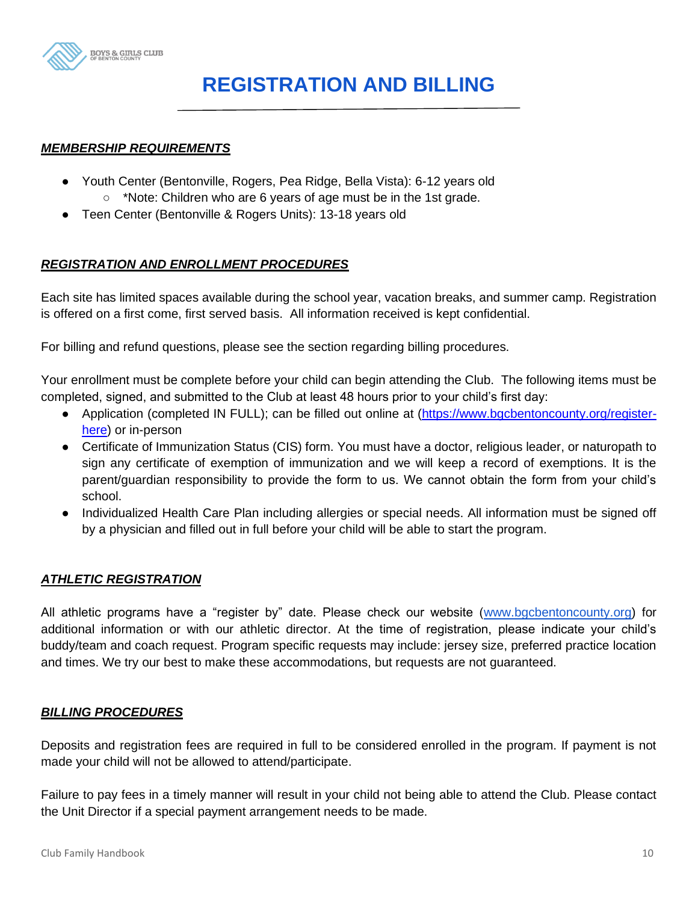# REGISTRATION AND BILLING

***MEMBERSHIP REQUIREMENTS***

- Youth Center (Bentonville, Rogers, Pea Ridge, Bella Vista): 6-12 years old
  - *Note: Children who are 6 years of age must be in the 1st grade.
- Teen Center (Bentonville & Rogers Units): 13-18 years old

***REGISTRATION AND ENROLLMENT PROCEDURES***

Each site has limited spaces available during the school year, vacation breaks, and summer camp. Registration is offered on a first come, first served basis. All information received is kept confidential.

For billing and refund questions, please see the section regarding billing procedures.

Your enrollment must be complete before your child can begin attending the Club. The following items must be completed, signed, and submitted to the Club at least 48 hours prior to your child's first day:

- Application (completed IN FULL); can be filled out online at ([https://www.bgcbentoncounty.org/register-here](https://www.bgcbentoncounty.org/register-here)) or in-person
- Certificate of Immunization Status (CIS) form. You must have a doctor, religious leader, or naturopath to sign any certificate of exemption of immunization and we will keep a record of exemptions. It is the parent/guardian responsibility to provide the form to us. We cannot obtain the form from your child's school.
- Individualized Health Care Plan including allergies or special needs. All information must be signed off by a physician and filled out in full before your child will be able to start the program.

***ATHLETIC REGISTRATION***

All athletic programs have a "register by" date. Please check our website ([www.bgcbentoncounty.org](http://www.bgcbentoncounty.org)) for additional information or with our athletic director. At the time of registration, please indicate your child's buddy/team and coach request. Program specific requests may include: jersey size, preferred practice location and times. We try our best to make these accommodations, but requests are not guaranteed.

***BILLING PROCEDURES***

Deposits and registration fees are required in full to be considered enrolled in the program. If payment is not made your child will not be allowed to attend/participate.

Failure to pay fees in a timely manner will result in your child not being able to attend the Club. Please contact the Unit Director if a special payment arrangement needs to be made.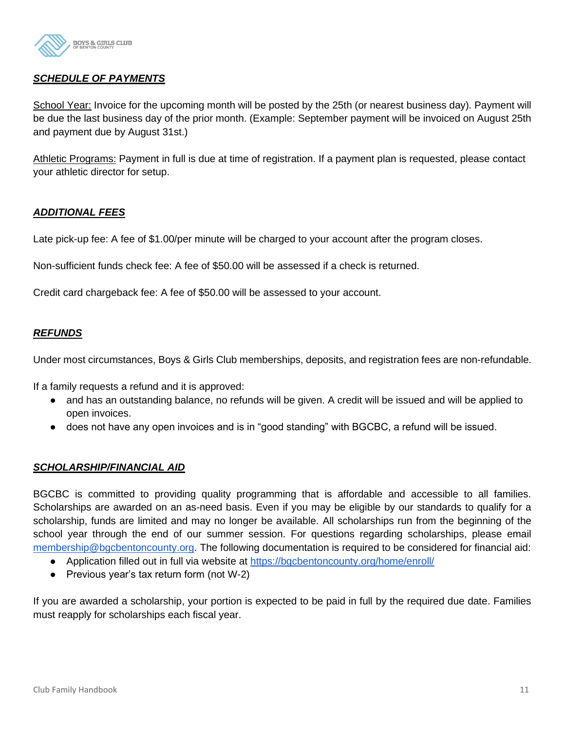## ***SCHEDULE OF PAYMENTS***

School Year: Invoice for the upcoming month will be posted by the 25th (or nearest business day). Payment will be due the last business day of the prior month. (Example: September payment will be invoiced on August 25th and payment due by August 31st.)

Athletic Programs: Payment in full is due at time of registration. If a payment plan is requested, please contact your athletic director for setup.

## ***ADDITIONAL FEES***

Late pick-up fee: A fee of $1.00/per minute will be charged to your account after the program closes.

Non-sufficient funds check fee: A fee of $50.00 will be assessed if a check is returned.

Credit card chargeback fee: A fee of $50.00 will be assessed to your account.

## ***REFUNDS***

Under most circumstances, Boys & Girls Club memberships, deposits, and registration fees are non-refundable.

If a family requests a refund and it is approved:

- and has an outstanding balance, no refunds will be given. A credit will be issued and will be applied to open invoices.
- does not have any open invoices and is in "good standing" with BGCBC, a refund will be issued.

## ***SCHOLARSHIP/FINANCIAL AID***

BGCBC is committed to providing quality programming that is affordable and accessible to all families. Scholarships are awarded on an as-need basis. Even if you may be eligible by our standards to qualify for a scholarship, funds are limited and may no longer be available. All scholarships run from the beginning of the school year through the end of our summer session. For questions regarding scholarships, please email [membership@bgcbentoncounty.org](mailto:membership@bgcbentoncounty.org). The following documentation is required to be considered for financial aid:

- Application filled out in full via website at [https://bgcbentoncounty.org/home/enroll/](https://bgcbentoncounty.org/home/enroll/)
- Previous year's tax return form (not W-2)

If you are awarded a scholarship, your portion is expected to be paid in full by the required due date. Families must reapply for scholarships each fiscal year.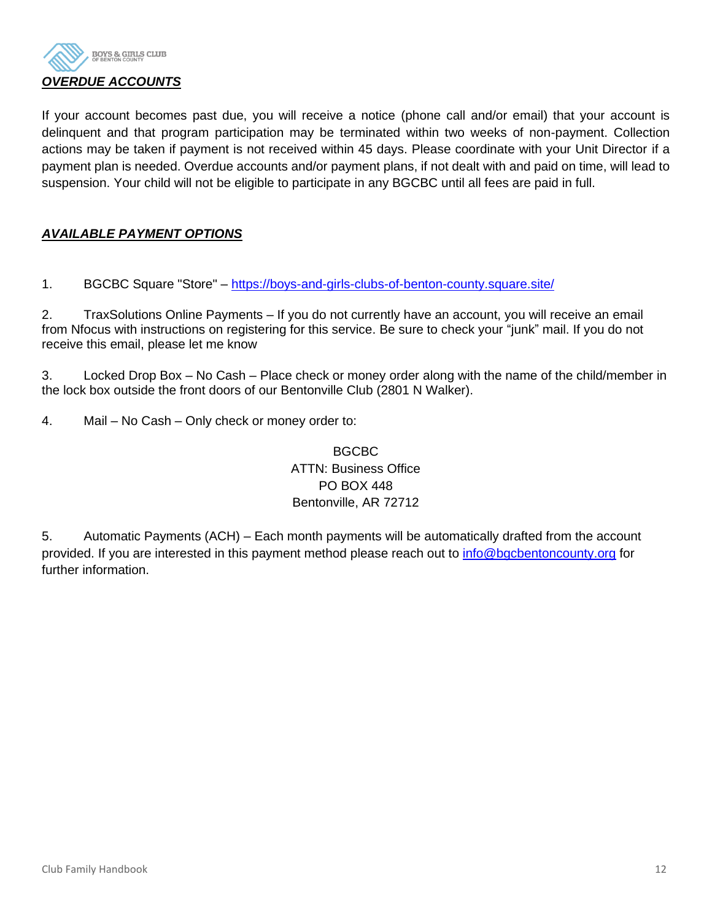## ***OVERDUE ACCOUNTS***

If your account becomes past due, you will receive a notice (phone call and/or email) that your account is delinquent and that program participation may be terminated within two weeks of non-payment. Collection actions may be taken if payment is not received within 45 days. Please coordinate with your Unit Director if a payment plan is needed. Overdue accounts and/or payment plans, if not dealt with and paid on time, will lead to suspension. Your child will not be eligible to participate in any BGCBC until all fees are paid in full.

## ***AVAILABLE PAYMENT OPTIONS***

1. BGCBC Square "Store" – [https://boys-and-girls-clubs-of-benton-county.square.site/](https://boys-and-girls-clubs-of-benton-county.square.site/)

2. TraxSolutions Online Payments – If you do not currently have an account, you will receive an email from Nfocus with instructions on registering for this service. Be sure to check your "junk" mail. If you do not receive this email, please let me know

3. Locked Drop Box – No Cash – Place check or money order along with the name of the child/member in the lock box outside the front doors of our Bentonville Club (2801 N Walker).

4. Mail – No Cash – Only check or money order to:

   BGCBC
   ATTN: Business Office
   PO BOX 448
   Bentonville, AR 72712

5. Automatic Payments (ACH) – Each month payments will be automatically drafted from the account provided. If you are interested in this payment method please reach out to [info@bgcbentoncounty.org](mailto:info@bgcbentoncounty.org) for further information.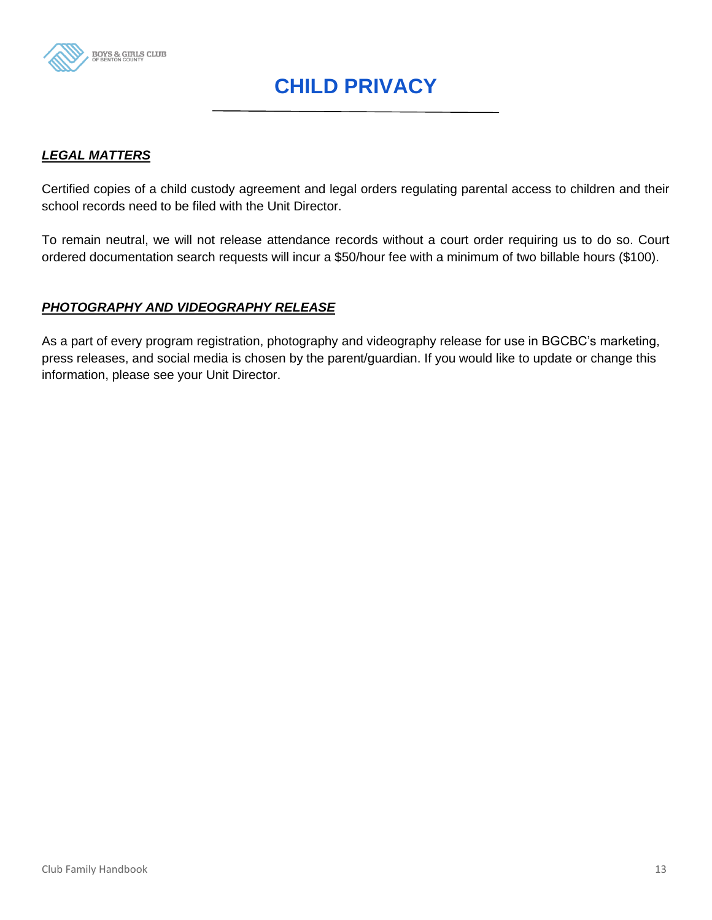# CHILD PRIVACY

### ***LEGAL MATTERS***

Certified copies of a child custody agreement and legal orders regulating parental access to children and their school records need to be filed with the Unit Director.

To remain neutral, we will not release attendance records without a court order requiring us to do so. Court ordered documentation search requests will incur a $50/hour fee with a minimum of two billable hours ($100).

### ***PHOTOGRAPHY AND VIDEOGRAPHY RELEASE***

As a part of every program registration, photography and videography release for use in BGCBC's marketing, press releases, and social media is chosen by the parent/guardian. If you would like to update or change this information, please see your Unit Director.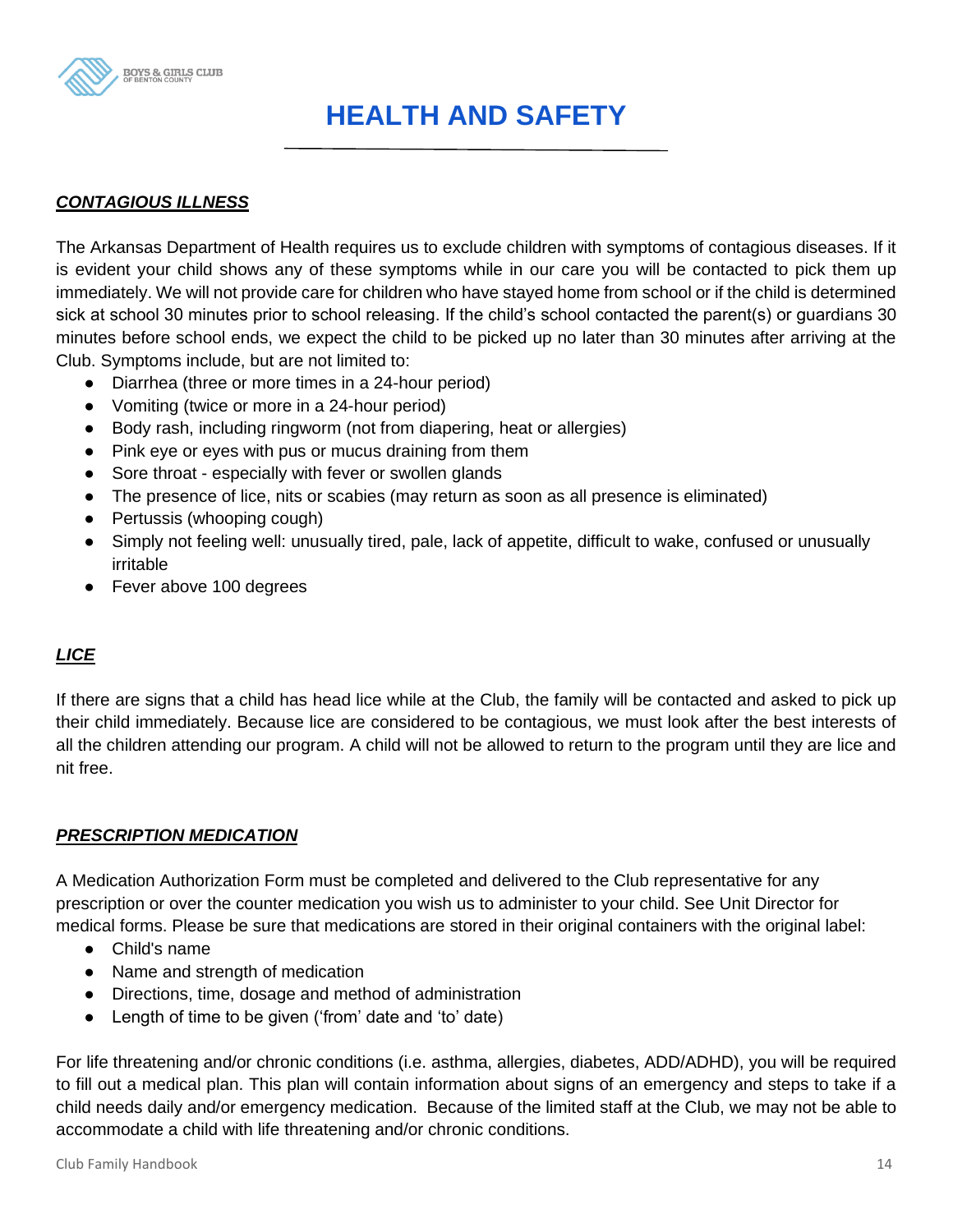# HEALTH AND SAFETY

## ***CONTAGIOUS ILLNESS***

The Arkansas Department of Health requires us to exclude children with symptoms of contagious diseases. If it is evident your child shows any of these symptoms while in our care you will be contacted to pick them up immediately. We will not provide care for children who have stayed home from school or if the child is determined sick at school 30 minutes prior to school releasing. If the child's school contacted the parent(s) or guardians 30 minutes before school ends, we expect the child to be picked up no later than 30 minutes after arriving at the Club. Symptoms include, but are not limited to:

- Diarrhea (three or more times in a 24-hour period)
- Vomiting (twice or more in a 24-hour period)
- Body rash, including ringworm (not from diapering, heat or allergies)
- Pink eye or eyes with pus or mucus draining from them
- Sore throat - especially with fever or swollen glands
- The presence of lice, nits or scabies (may return as soon as all presence is eliminated)
- Pertussis (whooping cough)
- Simply not feeling well: unusually tired, pale, lack of appetite, difficult to wake, confused or unusually irritable
- Fever above 100 degrees

## ***LICE***

If there are signs that a child has head lice while at the Club, the family will be contacted and asked to pick up their child immediately. Because lice are considered to be contagious, we must look after the best interests of all the children attending our program. A child will not be allowed to return to the program until they are lice and nit free.

## ***PRESCRIPTION MEDICATION***

A Medication Authorization Form must be completed and delivered to the Club representative for any prescription or over the counter medication you wish us to administer to your child. See Unit Director for medical forms. Please be sure that medications are stored in their original containers with the original label:

- Child's name
- Name and strength of medication
- Directions, time, dosage and method of administration
- Length of time to be given ('from' date and 'to' date)

For life threatening and/or chronic conditions (i.e. asthma, allergies, diabetes, ADD/ADHD), you will be required to fill out a medical plan. This plan will contain information about signs of an emergency and steps to take if a child needs daily and/or emergency medication. Because of the limited staff at the Club, we may not be able to accommodate a child with life threatening and/or chronic conditions.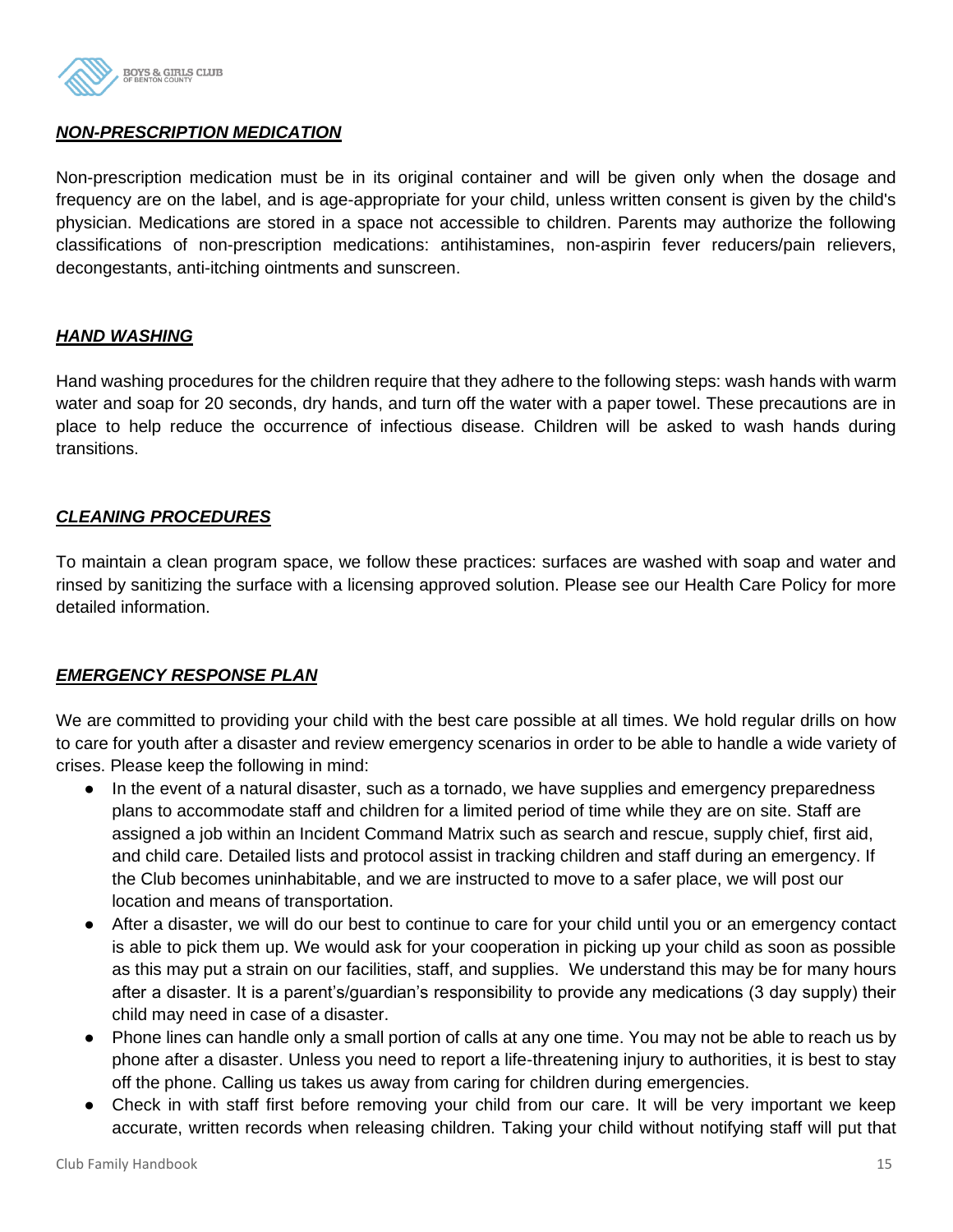## ***NON-PRESCRIPTION MEDICATION***

Non-prescription medication must be in its original container and will be given only when the dosage and frequency are on the label, and is age-appropriate for your child, unless written consent is given by the child's physician. Medications are stored in a space not accessible to children. Parents may authorize the following classifications of non-prescription medications: antihistamines, non-aspirin fever reducers/pain relievers, decongestants, anti-itching ointments and sunscreen.

## ***HAND WASHING***

Hand washing procedures for the children require that they adhere to the following steps: wash hands with warm water and soap for 20 seconds, dry hands, and turn off the water with a paper towel. These precautions are in place to help reduce the occurrence of infectious disease. Children will be asked to wash hands during transitions.

## ***CLEANING PROCEDURES***

To maintain a clean program space, we follow these practices: surfaces are washed with soap and water and rinsed by sanitizing the surface with a licensing approved solution. Please see our Health Care Policy for more detailed information.

## ***EMERGENCY RESPONSE PLAN***

We are committed to providing your child with the best care possible at all times. We hold regular drills on how to care for youth after a disaster and review emergency scenarios in order to be able to handle a wide variety of crises. Please keep the following in mind:

- In the event of a natural disaster, such as a tornado, we have supplies and emergency preparedness plans to accommodate staff and children for a limited period of time while they are on site. Staff are assigned a job within an Incident Command Matrix such as search and rescue, supply chief, first aid, and child care. Detailed lists and protocol assist in tracking children and staff during an emergency. If the Club becomes uninhabitable, and we are instructed to move to a safer place, we will post our location and means of transportation.
- After a disaster, we will do our best to continue to care for your child until you or an emergency contact is able to pick them up. We would ask for your cooperation in picking up your child as soon as possible as this may put a strain on our facilities, staff, and supplies. We understand this may be for many hours after a disaster. It is a parent's/guardian's responsibility to provide any medications (3 day supply) their child may need in case of a disaster.
- Phone lines can handle only a small portion of calls at any one time. You may not be able to reach us by phone after a disaster. Unless you need to report a life-threatening injury to authorities, it is best to stay off the phone. Calling us takes us away from caring for children during emergencies.
- Check in with staff first before removing your child from our care. It will be very important we keep accurate, written records when releasing children. Taking your child without notifying staff will put that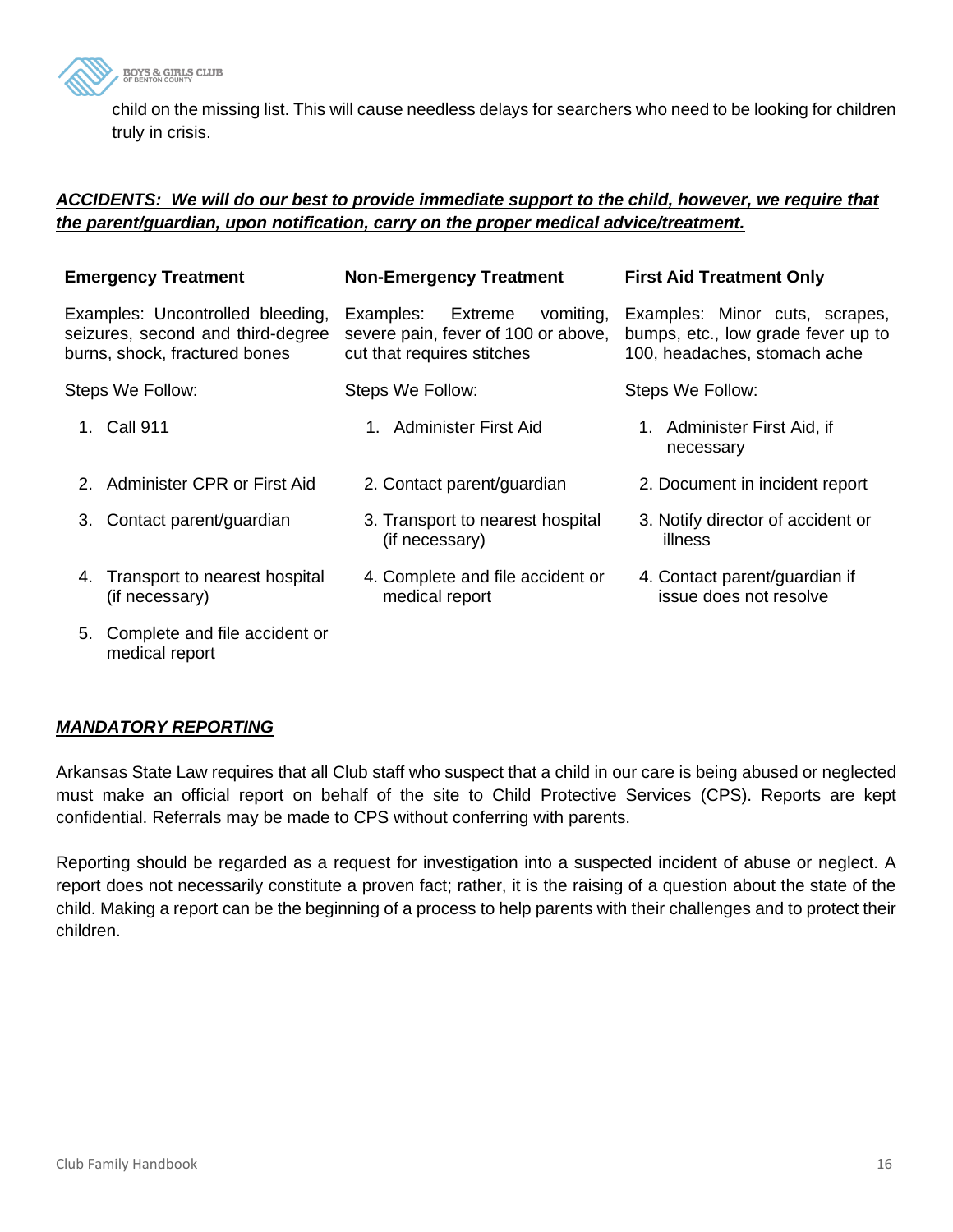child on the missing list. This will cause needless delays for searchers who need to be looking for children truly in crisis.

***ACCIDENTS: We will do our best to provide immediate support to the child, however, we require that the parent/guardian, upon notification, carry on the proper medical advice/treatment.***

| Emergency Treatment | Non-Emergency Treatment | First Aid Treatment Only |
|---|---|---|
| Examples: Uncontrolled bleeding, seizures, second and third-degree burns, shock, fractured bones | Examples: Extreme vomiting, severe pain, fever of 100 or above, cut that requires stitches | Examples: Minor cuts, scrapes, bumps, etc., low grade fever up to 100, headaches, stomach ache |
| Steps We Follow: | Steps We Follow: | Steps We Follow: |
| 1. Call 911 | 1. Administer First Aid | 1. Administer First Aid, if necessary |
| 2. Administer CPR or First Aid | 2. Contact parent/guardian | 2. Document in incident report |
| 3. Contact parent/guardian | 3. Transport to nearest hospital (if necessary) | 3. Notify director of accident or illness |
| 4. Transport to nearest hospital (if necessary) | 4. Complete and file accident or medical report | 4. Contact parent/guardian if issue does not resolve |
| 5. Complete and file accident or medical report | | |

***MANDATORY REPORTING***

Arkansas State Law requires that all Club staff who suspect that a child in our care is being abused or neglected must make an official report on behalf of the site to Child Protective Services (CPS). Reports are kept confidential. Referrals may be made to CPS without conferring with parents.

Reporting should be regarded as a request for investigation into a suspected incident of abuse or neglect. A report does not necessarily constitute a proven fact; rather, it is the raising of a question about the state of the child. Making a report can be the beginning of a process to help parents with their challenges and to protect their children.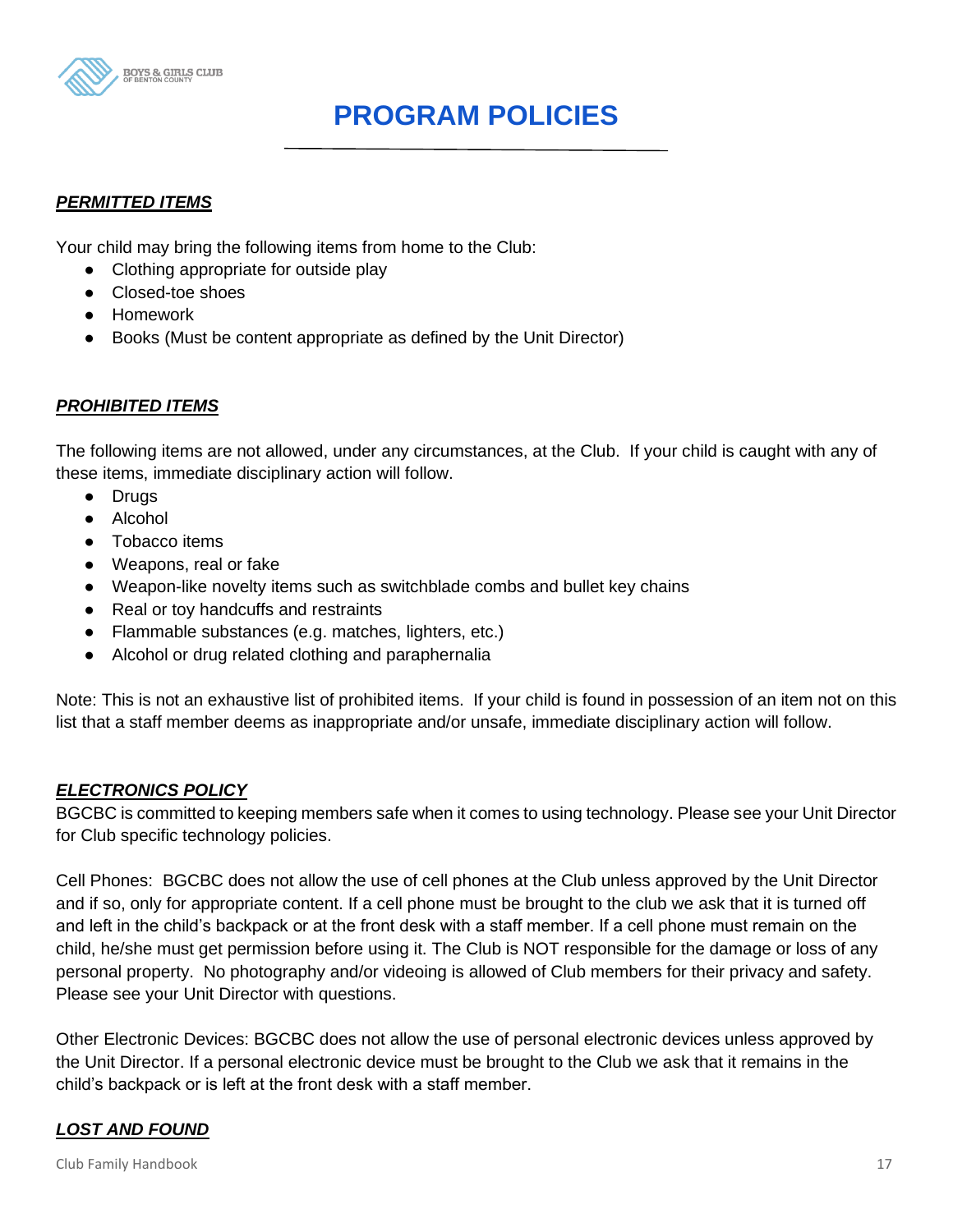# PROGRAM POLICIES

***PERMITTED ITEMS***

Your child may bring the following items from home to the Club:

- Clothing appropriate for outside play
- Closed-toe shoes
- Homework
- Books (Must be content appropriate as defined by the Unit Director)

***PROHIBITED ITEMS***

The following items are not allowed, under any circumstances, at the Club. If your child is caught with any of these items, immediate disciplinary action will follow.

- Drugs
- Alcohol
- Tobacco items
- Weapons, real or fake
- Weapon-like novelty items such as switchblade combs and bullet key chains
- Real or toy handcuffs and restraints
- Flammable substances (e.g. matches, lighters, etc.)
- Alcohol or drug related clothing and paraphernalia

Note: This is not an exhaustive list of prohibited items. If your child is found in possession of an item not on this list that a staff member deems as inappropriate and/or unsafe, immediate disciplinary action will follow.

***ELECTRONICS POLICY***

BGCBC is committed to keeping members safe when it comes to using technology. Please see your Unit Director for Club specific technology policies.

Cell Phones: BGCBC does not allow the use of cell phones at the Club unless approved by the Unit Director and if so, only for appropriate content. If a cell phone must be brought to the club we ask that it is turned off and left in the child's backpack or at the front desk with a staff member. If a cell phone must remain on the child, he/she must get permission before using it. The Club is NOT responsible for the damage or loss of any personal property. No photography and/or videoing is allowed of Club members for their privacy and safety. Please see your Unit Director with questions.

Other Electronic Devices: BGCBC does not allow the use of personal electronic devices unless approved by the Unit Director. If a personal electronic device must be brought to the Club we ask that it remains in the child's backpack or is left at the front desk with a staff member.

***LOST AND FOUND***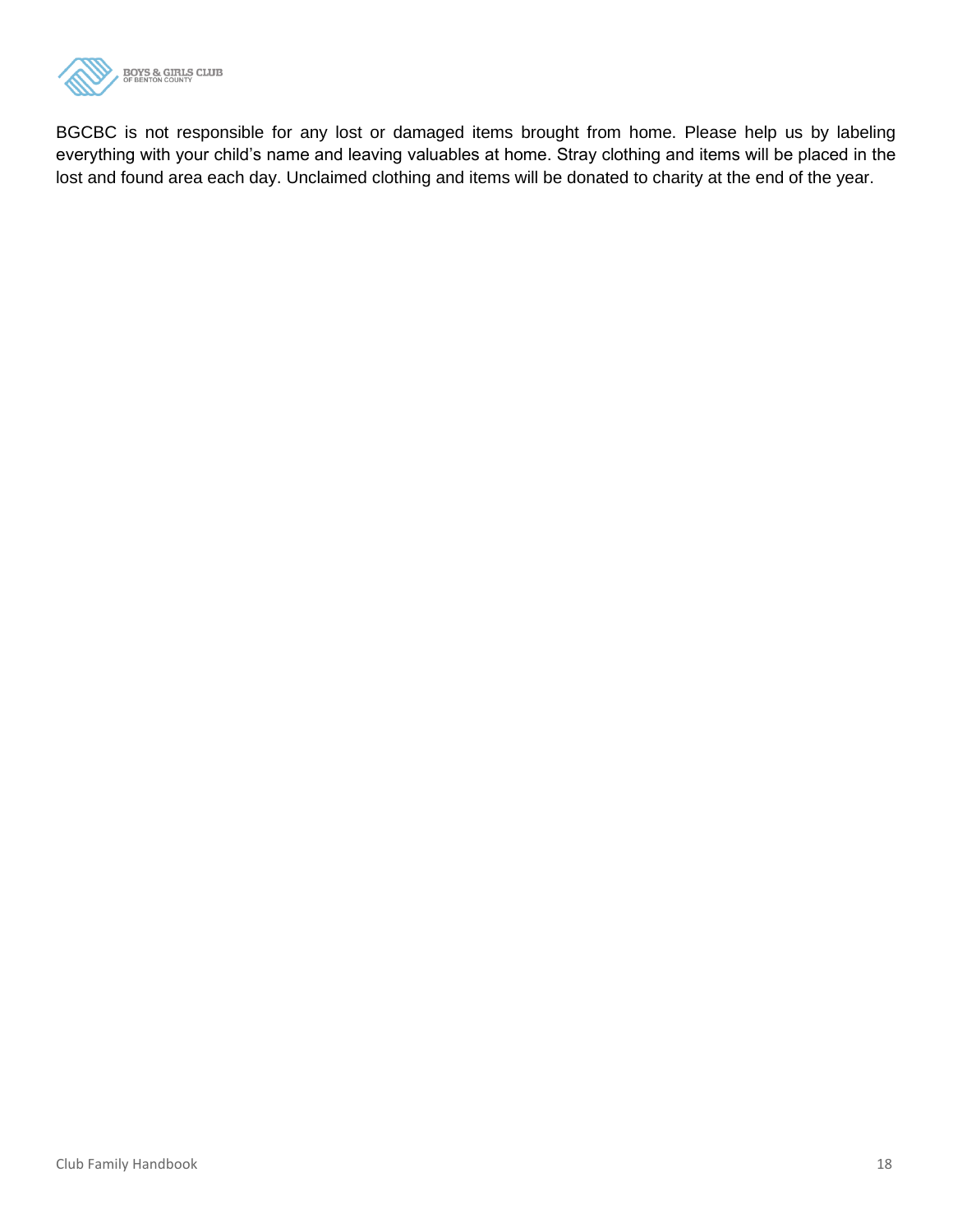BGCBC is not responsible for any lost or damaged items brought from home. Please help us by labeling everything with your child's name and leaving valuables at home. Stray clothing and items will be placed in the lost and found area each day. Unclaimed clothing and items will be donated to charity at the end of the year.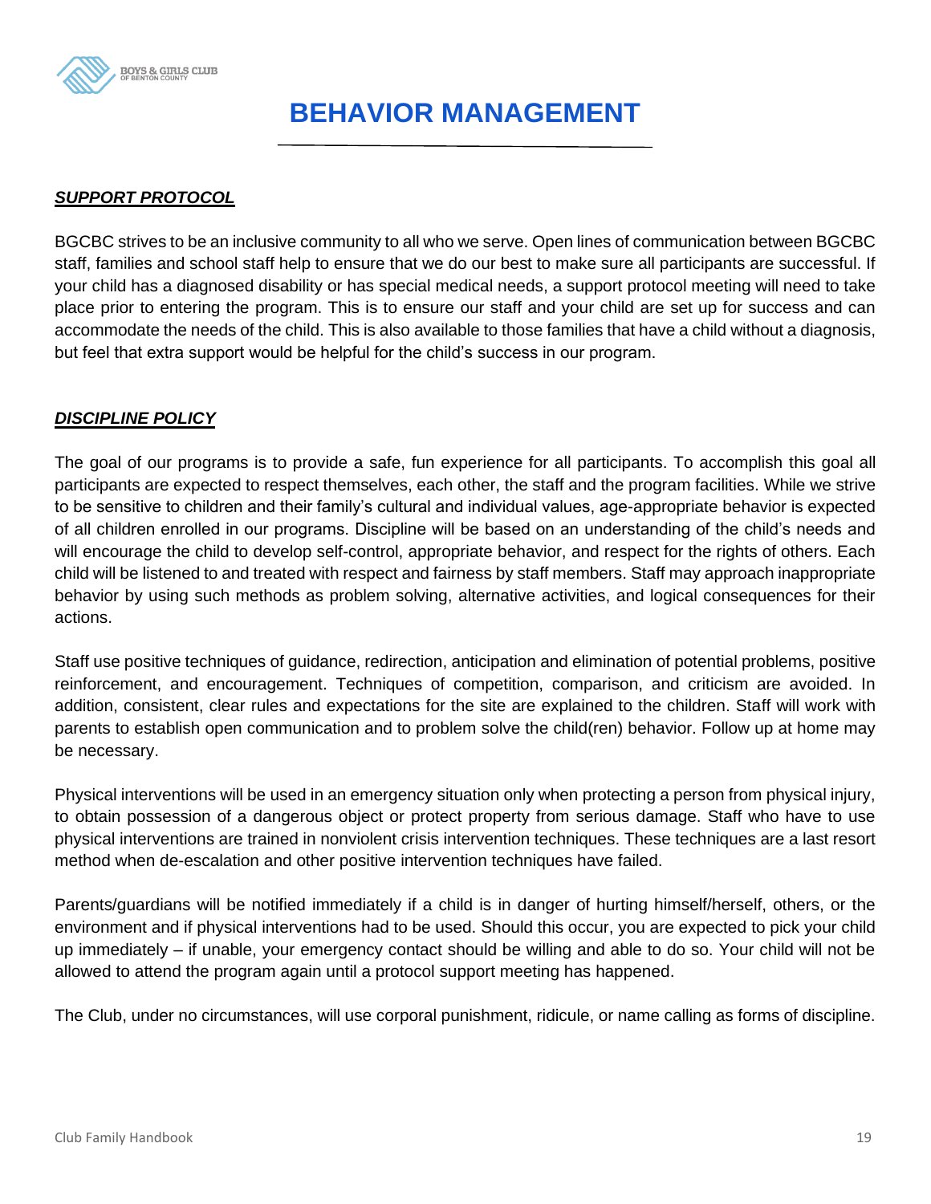# BEHAVIOR MANAGEMENT

***SUPPORT PROTOCOL***

BGCBC strives to be an inclusive community to all who we serve. Open lines of communication between BGCBC staff, families and school staff help to ensure that we do our best to make sure all participants are successful. If your child has a diagnosed disability or has special medical needs, a support protocol meeting will need to take place prior to entering the program. This is to ensure our staff and your child are set up for success and can accommodate the needs of the child. This is also available to those families that have a child without a diagnosis, but feel that extra support would be helpful for the child's success in our program.

***DISCIPLINE POLICY***

The goal of our programs is to provide a safe, fun experience for all participants. To accomplish this goal all participants are expected to respect themselves, each other, the staff and the program facilities. While we strive to be sensitive to children and their family's cultural and individual values, age-appropriate behavior is expected of all children enrolled in our programs. Discipline will be based on an understanding of the child's needs and will encourage the child to develop self-control, appropriate behavior, and respect for the rights of others. Each child will be listened to and treated with respect and fairness by staff members. Staff may approach inappropriate behavior by using such methods as problem solving, alternative activities, and logical consequences for their actions.

Staff use positive techniques of guidance, redirection, anticipation and elimination of potential problems, positive reinforcement, and encouragement. Techniques of competition, comparison, and criticism are avoided. In addition, consistent, clear rules and expectations for the site are explained to the children. Staff will work with parents to establish open communication and to problem solve the child(ren) behavior. Follow up at home may be necessary.

Physical interventions will be used in an emergency situation only when protecting a person from physical injury, to obtain possession of a dangerous object or protect property from serious damage. Staff who have to use physical interventions are trained in nonviolent crisis intervention techniques. These techniques are a last resort method when de-escalation and other positive intervention techniques have failed.

Parents/guardians will be notified immediately if a child is in danger of hurting himself/herself, others, or the environment and if physical interventions had to be used. Should this occur, you are expected to pick your child up immediately – if unable, your emergency contact should be willing and able to do so. Your child will not be allowed to attend the program again until a protocol support meeting has happened.

The Club, under no circumstances, will use corporal punishment, ridicule, or name calling as forms of discipline.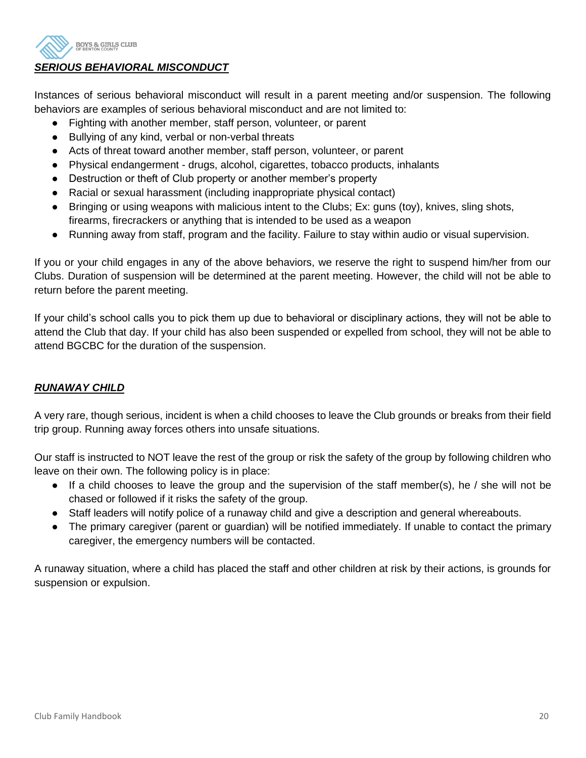## ***SERIOUS BEHAVIORAL MISCONDUCT***

Instances of serious behavioral misconduct will result in a parent meeting and/or suspension. The following behaviors are examples of serious behavioral misconduct and are not limited to:

- Fighting with another member, staff person, volunteer, or parent
- Bullying of any kind, verbal or non-verbal threats
- Acts of threat toward another member, staff person, volunteer, or parent
- Physical endangerment - drugs, alcohol, cigarettes, tobacco products, inhalants
- Destruction or theft of Club property or another member's property
- Racial or sexual harassment (including inappropriate physical contact)
- Bringing or using weapons with malicious intent to the Clubs; Ex: guns (toy), knives, sling shots, firearms, firecrackers or anything that is intended to be used as a weapon
- Running away from staff, program and the facility. Failure to stay within audio or visual supervision.

If you or your child engages in any of the above behaviors, we reserve the right to suspend him/her from our Clubs. Duration of suspension will be determined at the parent meeting. However, the child will not be able to return before the parent meeting.

If your child's school calls you to pick them up due to behavioral or disciplinary actions, they will not be able to attend the Club that day. If your child has also been suspended or expelled from school, they will not be able to attend BGCBC for the duration of the suspension.

## ***RUNAWAY CHILD***

A very rare, though serious, incident is when a child chooses to leave the Club grounds or breaks from their field trip group. Running away forces others into unsafe situations.

Our staff is instructed to NOT leave the rest of the group or risk the safety of the group by following children who leave on their own. The following policy is in place:

- If a child chooses to leave the group and the supervision of the staff member(s), he / she will not be chased or followed if it risks the safety of the group.
- Staff leaders will notify police of a runaway child and give a description and general whereabouts.
- The primary caregiver (parent or guardian) will be notified immediately. If unable to contact the primary caregiver, the emergency numbers will be contacted.

A runaway situation, where a child has placed the staff and other children at risk by their actions, is grounds for suspension or expulsion.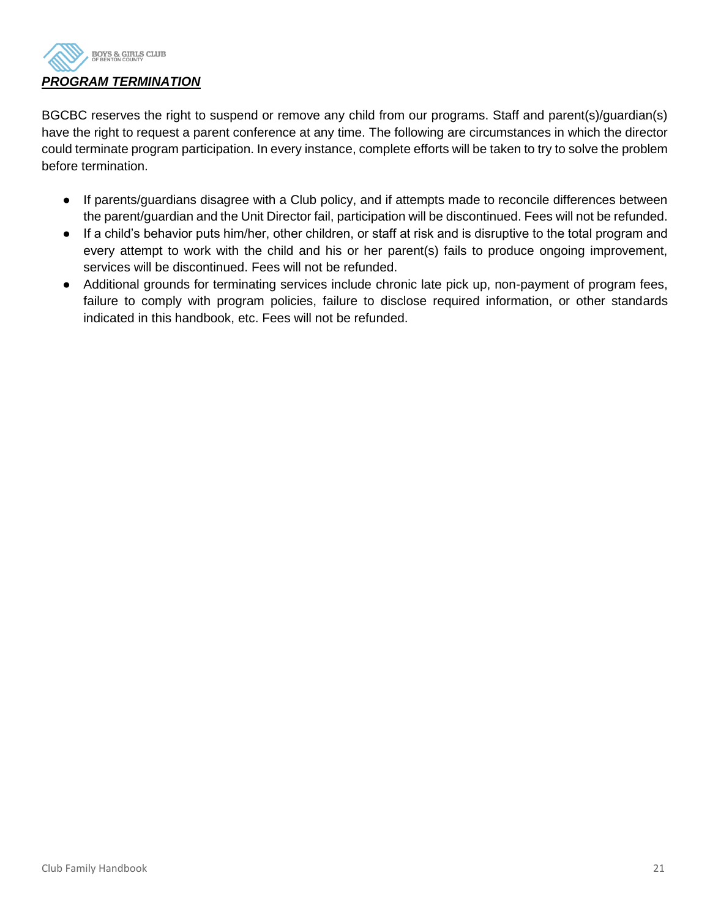## ***PROGRAM TERMINATION***

BGCBC reserves the right to suspend or remove any child from our programs. Staff and parent(s)/guardian(s) have the right to request a parent conference at any time. The following are circumstances in which the director could terminate program participation. In every instance, complete efforts will be taken to try to solve the problem before termination.

- If parents/guardians disagree with a Club policy, and if attempts made to reconcile differences between the parent/guardian and the Unit Director fail, participation will be discontinued. Fees will not be refunded.
- If a child's behavior puts him/her, other children, or staff at risk and is disruptive to the total program and every attempt to work with the child and his or her parent(s) fails to produce ongoing improvement, services will be discontinued. Fees will not be refunded.
- Additional grounds for terminating services include chronic late pick up, non-payment of program fees, failure to comply with program policies, failure to disclose required information, or other standards indicated in this handbook, etc. Fees will not be refunded.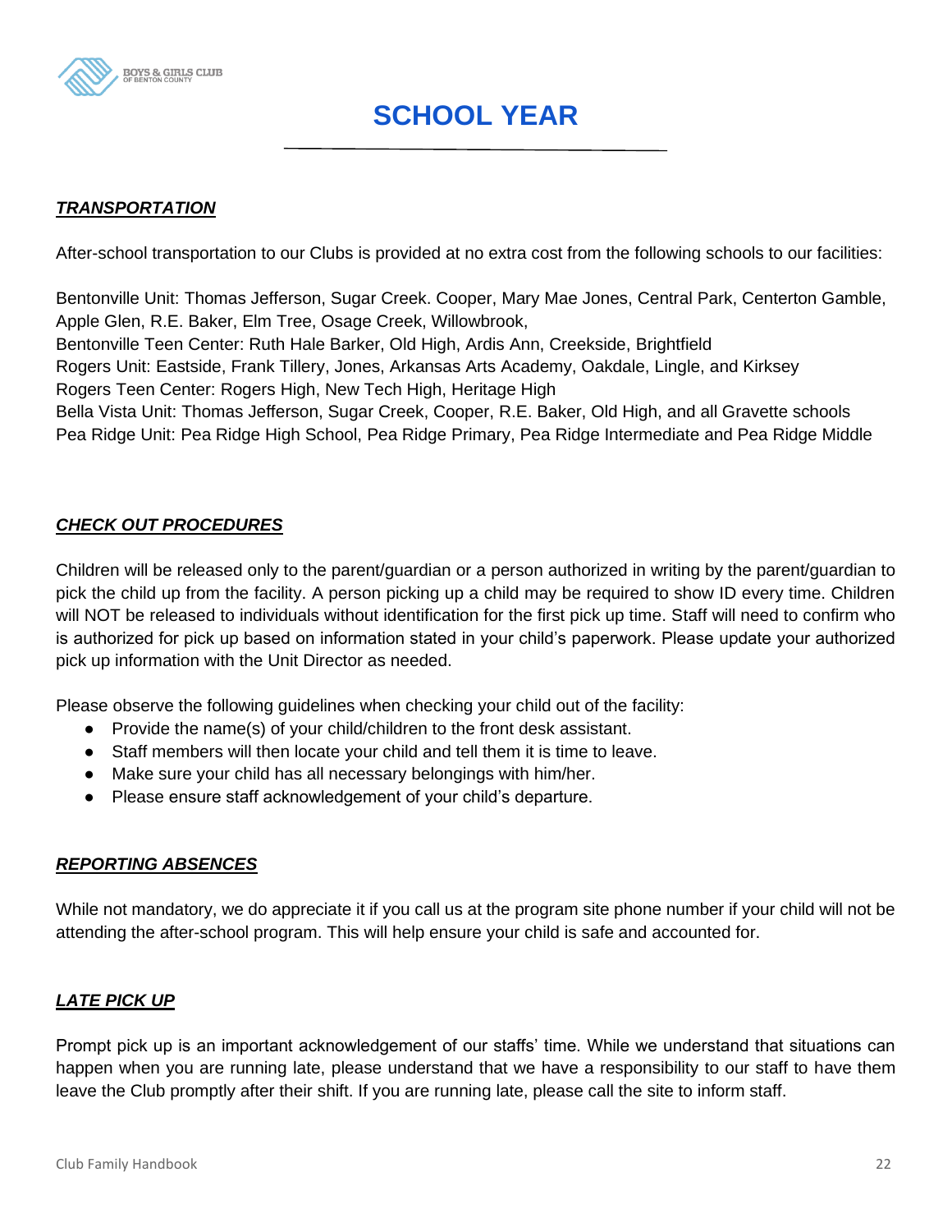# SCHOOL YEAR

***TRANSPORTATION***

After-school transportation to our Clubs is provided at no extra cost from the following schools to our facilities:

Bentonville Unit: Thomas Jefferson, Sugar Creek. Cooper, Mary Mae Jones, Central Park, Centerton Gamble, Apple Glen, R.E. Baker, Elm Tree, Osage Creek, Willowbrook,
Bentonville Teen Center: Ruth Hale Barker, Old High, Ardis Ann, Creekside, Brightfield
Rogers Unit: Eastside, Frank Tillery, Jones, Arkansas Arts Academy, Oakdale, Lingle, and Kirksey
Rogers Teen Center: Rogers High, New Tech High, Heritage High
Bella Vista Unit: Thomas Jefferson, Sugar Creek, Cooper, R.E. Baker, Old High, and all Gravette schools
Pea Ridge Unit: Pea Ridge High School, Pea Ridge Primary, Pea Ridge Intermediate and Pea Ridge Middle

***CHECK OUT PROCEDURES***

Children will be released only to the parent/guardian or a person authorized in writing by the parent/guardian to pick the child up from the facility. A person picking up a child may be required to show ID every time. Children will NOT be released to individuals without identification for the first pick up time. Staff will need to confirm who is authorized for pick up based on information stated in your child's paperwork. Please update your authorized pick up information with the Unit Director as needed.

Please observe the following guidelines when checking your child out of the facility:

- Provide the name(s) of your child/children to the front desk assistant.
- Staff members will then locate your child and tell them it is time to leave.
- Make sure your child has all necessary belongings with him/her.
- Please ensure staff acknowledgement of your child's departure.

***REPORTING ABSENCES***

While not mandatory, we do appreciate it if you call us at the program site phone number if your child will not be attending the after-school program. This will help ensure your child is safe and accounted for.

***LATE PICK UP***

Prompt pick up is an important acknowledgement of our staffs' time. While we understand that situations can happen when you are running late, please understand that we have a responsibility to our staff to have them leave the Club promptly after their shift. If you are running late, please call the site to inform staff.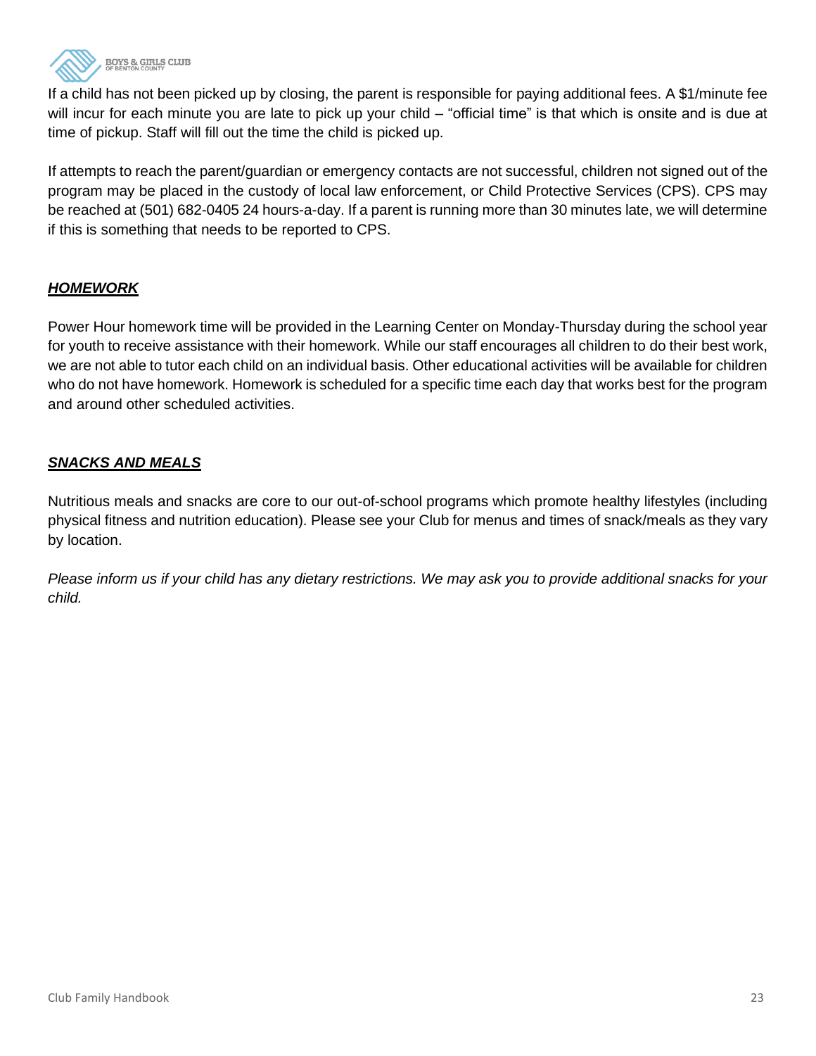If a child has not been picked up by closing, the parent is responsible for paying additional fees. A $1/minute fee will incur for each minute you are late to pick up your child – "official time" is that which is onsite and is due at time of pickup. Staff will fill out the time the child is picked up.

If attempts to reach the parent/guardian or emergency contacts are not successful, children not signed out of the program may be placed in the custody of local law enforcement, or Child Protective Services (CPS). CPS may be reached at (501) 682-0405 24 hours-a-day. If a parent is running more than 30 minutes late, we will determine if this is something that needs to be reported to CPS.

## ***HOMEWORK***

Power Hour homework time will be provided in the Learning Center on Monday-Thursday during the school year for youth to receive assistance with their homework. While our staff encourages all children to do their best work, we are not able to tutor each child on an individual basis. Other educational activities will be available for children who do not have homework. Homework is scheduled for a specific time each day that works best for the program and around other scheduled activities.

## ***SNACKS AND MEALS***

Nutritious meals and snacks are core to our out-of-school programs which promote healthy lifestyles (including physical fitness and nutrition education). Please see your Club for menus and times of snack/meals as they vary by location.

*Please inform us if your child has any dietary restrictions. We may ask you to provide additional snacks for your child.*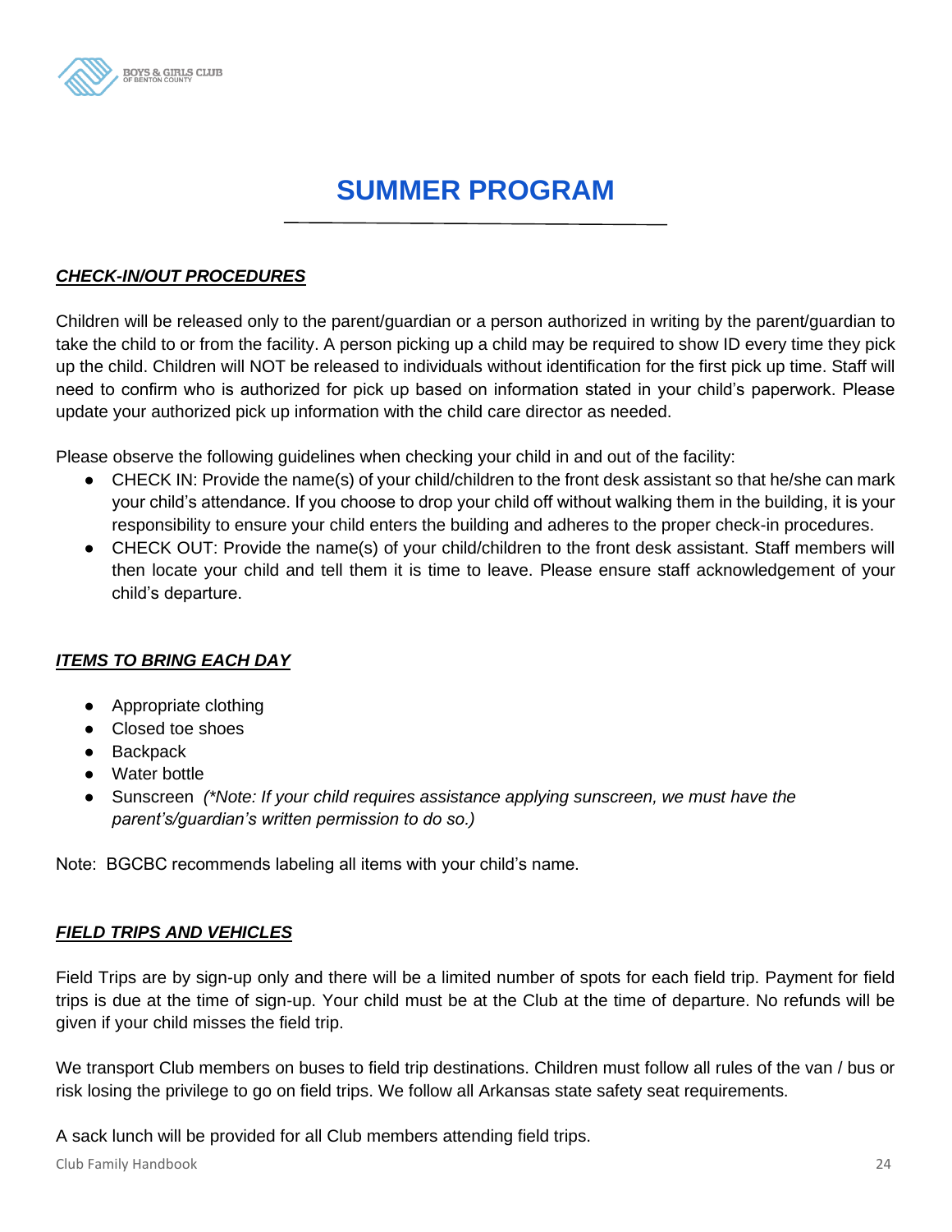# SUMMER PROGRAM

## ***CHECK-IN/OUT PROCEDURES***

Children will be released only to the parent/guardian or a person authorized in writing by the parent/guardian to take the child to or from the facility. A person picking up a child may be required to show ID every time they pick up the child. Children will NOT be released to individuals without identification for the first pick up time. Staff will need to confirm who is authorized for pick up based on information stated in your child's paperwork. Please update your authorized pick up information with the child care director as needed.

Please observe the following guidelines when checking your child in and out of the facility:

- CHECK IN: Provide the name(s) of your child/children to the front desk assistant so that he/she can mark your child's attendance. If you choose to drop your child off without walking them in the building, it is your responsibility to ensure your child enters the building and adheres to the proper check-in procedures.
- CHECK OUT: Provide the name(s) of your child/children to the front desk assistant. Staff members will then locate your child and tell them it is time to leave. Please ensure staff acknowledgement of your child's departure.

## ***ITEMS TO BRING EACH DAY***

- Appropriate clothing
- Closed toe shoes
- Backpack
- Water bottle
- Sunscreen *(*Note: If your child requires assistance applying sunscreen, we must have the parent's/guardian's written permission to do so.)*

Note: BGCBC recommends labeling all items with your child's name.

## ***FIELD TRIPS AND VEHICLES***

Field Trips are by sign-up only and there will be a limited number of spots for each field trip. Payment for field trips is due at the time of sign-up. Your child must be at the Club at the time of departure. No refunds will be given if your child misses the field trip.

We transport Club members on buses to field trip destinations. Children must follow all rules of the van / bus or risk losing the privilege to go on field trips. We follow all Arkansas state safety seat requirements.

A sack lunch will be provided for all Club members attending field trips.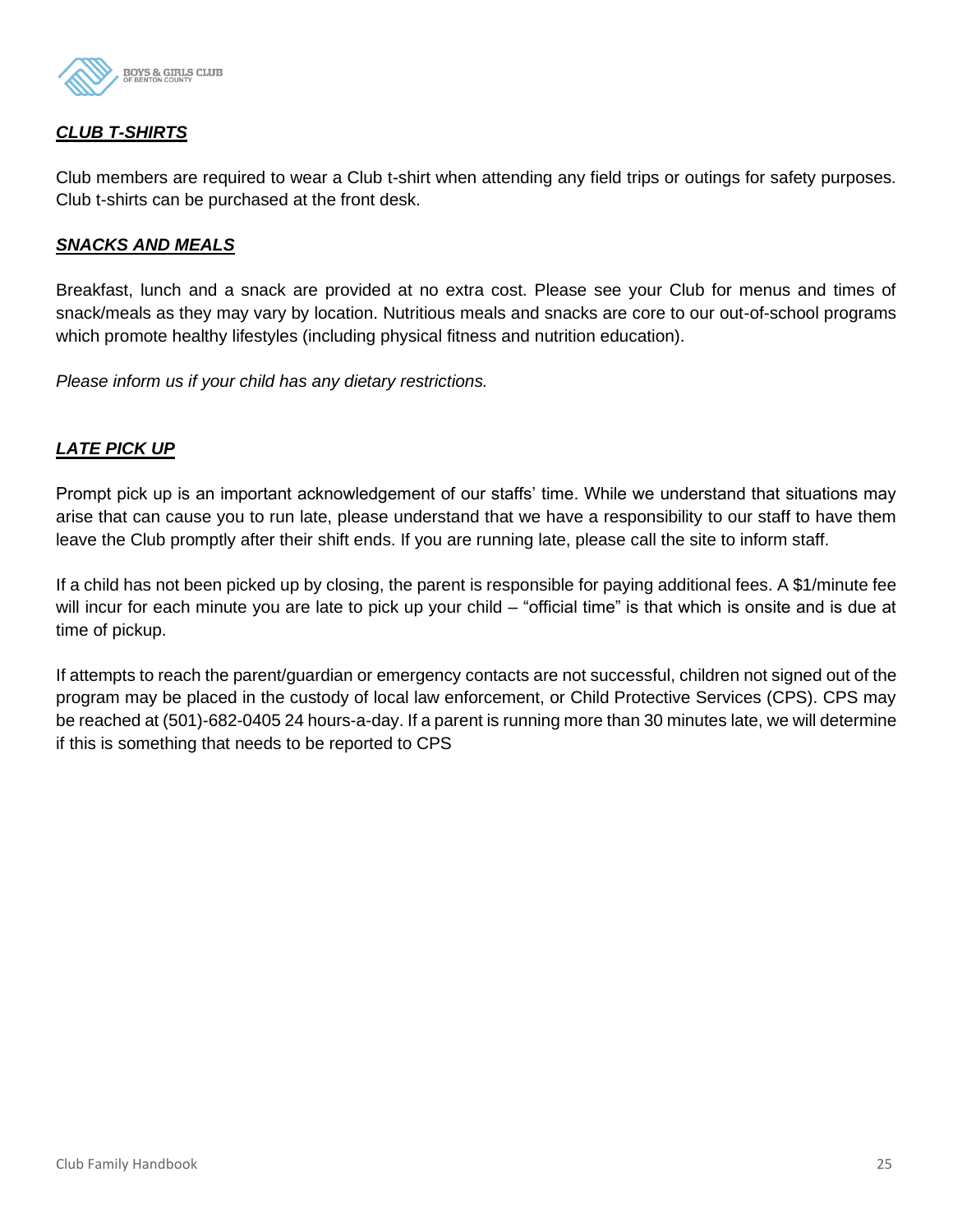## ***CLUB T-SHIRTS***

Club members are required to wear a Club t-shirt when attending any field trips or outings for safety purposes. Club t-shirts can be purchased at the front desk.

## ***SNACKS AND MEALS***

Breakfast, lunch and a snack are provided at no extra cost. Please see your Club for menus and times of snack/meals as they may vary by location. Nutritious meals and snacks are core to our out-of-school programs which promote healthy lifestyles (including physical fitness and nutrition education).

*Please inform us if your child has any dietary restrictions.*

## ***LATE PICK UP***

Prompt pick up is an important acknowledgement of our staffs' time. While we understand that situations may arise that can cause you to run late, please understand that we have a responsibility to our staff to have them leave the Club promptly after their shift ends. If you are running late, please call the site to inform staff.

If a child has not been picked up by closing, the parent is responsible for paying additional fees. A $1/minute fee will incur for each minute you are late to pick up your child – "official time" is that which is onsite and is due at time of pickup.

If attempts to reach the parent/guardian or emergency contacts are not successful, children not signed out of the program may be placed in the custody of local law enforcement, or Child Protective Services (CPS). CPS may be reached at (501)-682-0405 24 hours-a-day. If a parent is running more than 30 minutes late, we will determine if this is something that needs to be reported to CPS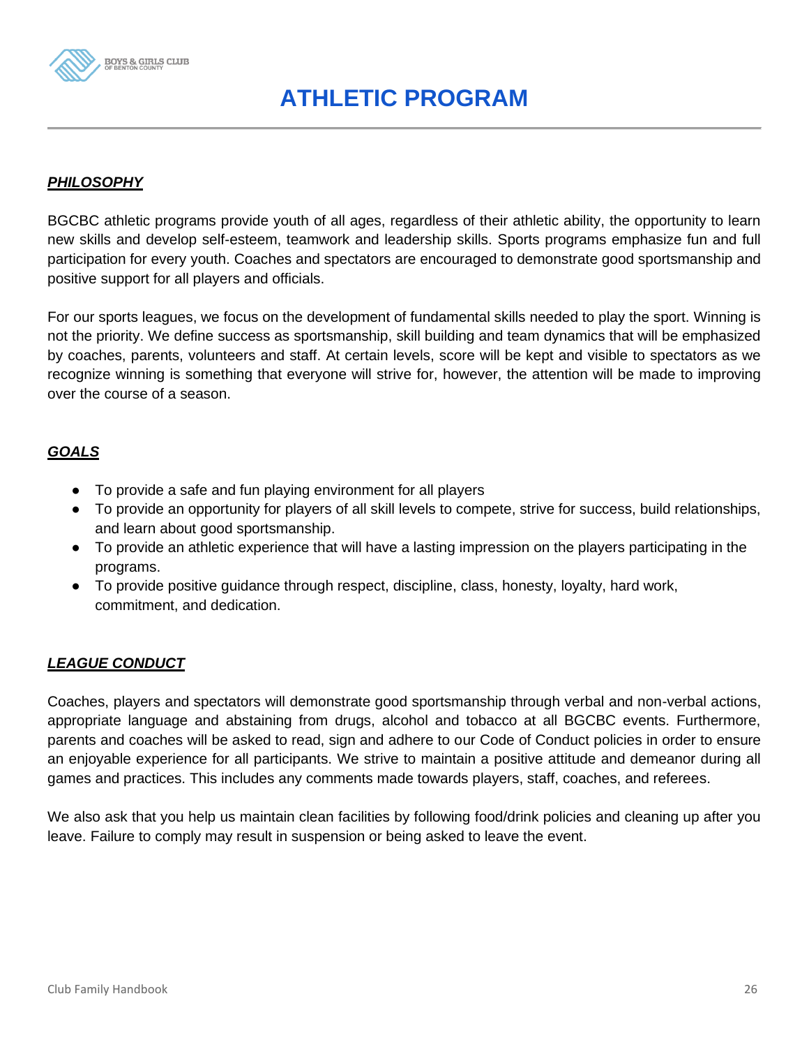# ATHLETIC PROGRAM

***PHILOSOPHY***

BGCBC athletic programs provide youth of all ages, regardless of their athletic ability, the opportunity to learn new skills and develop self-esteem, teamwork and leadership skills. Sports programs emphasize fun and full participation for every youth. Coaches and spectators are encouraged to demonstrate good sportsmanship and positive support for all players and officials.

For our sports leagues, we focus on the development of fundamental skills needed to play the sport. Winning is not the priority. We define success as sportsmanship, skill building and team dynamics that will be emphasized by coaches, parents, volunteers and staff. At certain levels, score will be kept and visible to spectators as we recognize winning is something that everyone will strive for, however, the attention will be made to improving over the course of a season.

***GOALS***

- To provide a safe and fun playing environment for all players
- To provide an opportunity for players of all skill levels to compete, strive for success, build relationships, and learn about good sportsmanship.
- To provide an athletic experience that will have a lasting impression on the players participating in the programs.
- To provide positive guidance through respect, discipline, class, honesty, loyalty, hard work, commitment, and dedication.

***LEAGUE CONDUCT***

Coaches, players and spectators will demonstrate good sportsmanship through verbal and non-verbal actions, appropriate language and abstaining from drugs, alcohol and tobacco at all BGCBC events. Furthermore, parents and coaches will be asked to read, sign and adhere to our Code of Conduct policies in order to ensure an enjoyable experience for all participants. We strive to maintain a positive attitude and demeanor during all games and practices. This includes any comments made towards players, staff, coaches, and referees.

We also ask that you help us maintain clean facilities by following food/drink policies and cleaning up after you leave. Failure to comply may result in suspension or being asked to leave the event.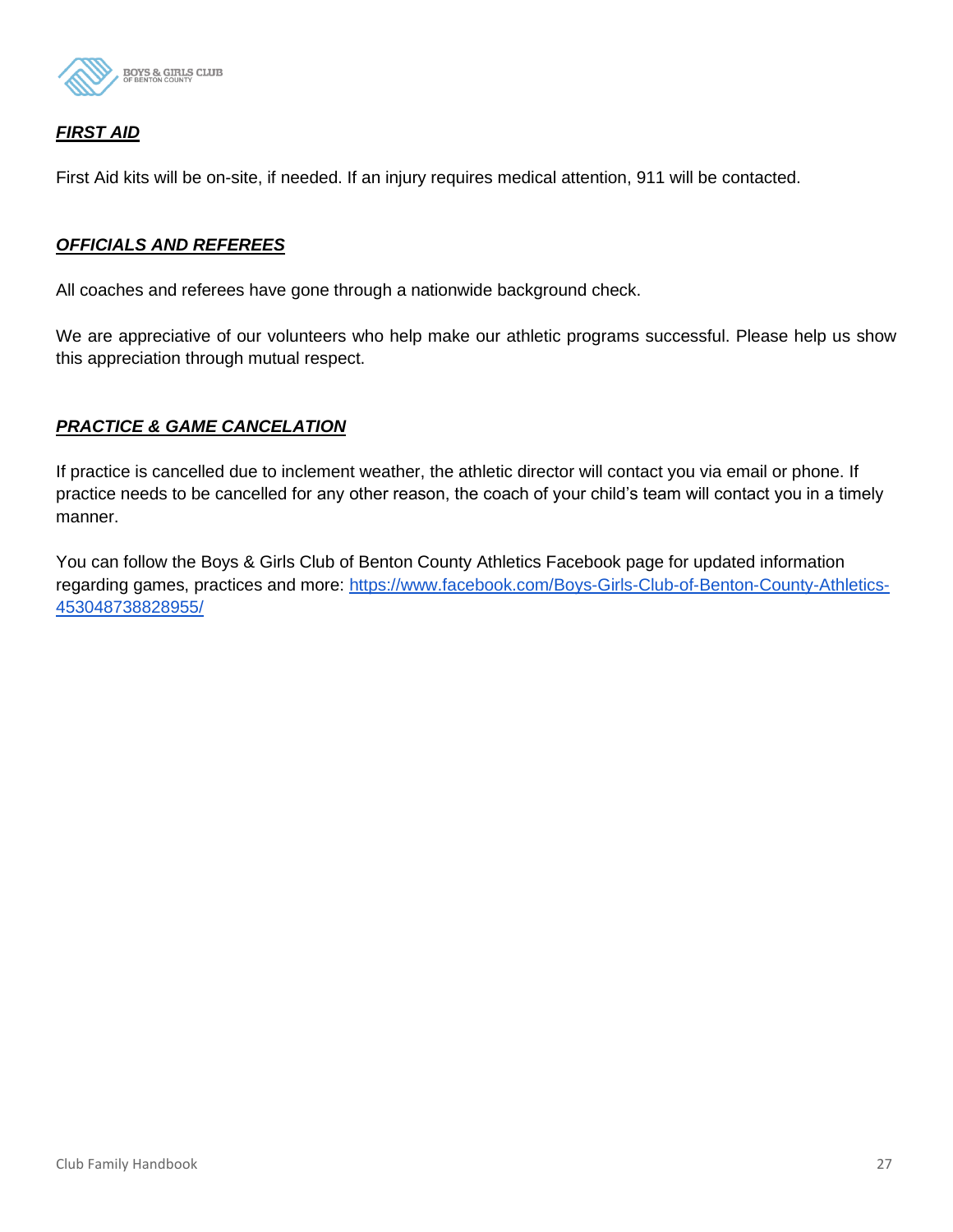## ***FIRST AID***

First Aid kits will be on-site, if needed. If an injury requires medical attention, 911 will be contacted.

## ***OFFICIALS AND REFEREES***

All coaches and referees have gone through a nationwide background check.

We are appreciative of our volunteers who help make our athletic programs successful. Please help us show this appreciation through mutual respect.

## ***PRACTICE & GAME CANCELATION***

If practice is cancelled due to inclement weather, the athletic director will contact you via email or phone. If practice needs to be cancelled for any other reason, the coach of your child's team will contact you in a timely manner.

You can follow the Boys & Girls Club of Benton County Athletics Facebook page for updated information regarding games, practices and more: [https://www.facebook.com/Boys-Girls-Club-of-Benton-County-Athletics-453048738828955/](https://www.facebook.com/Boys-Girls-Club-of-Benton-County-Athletics-453048738828955/)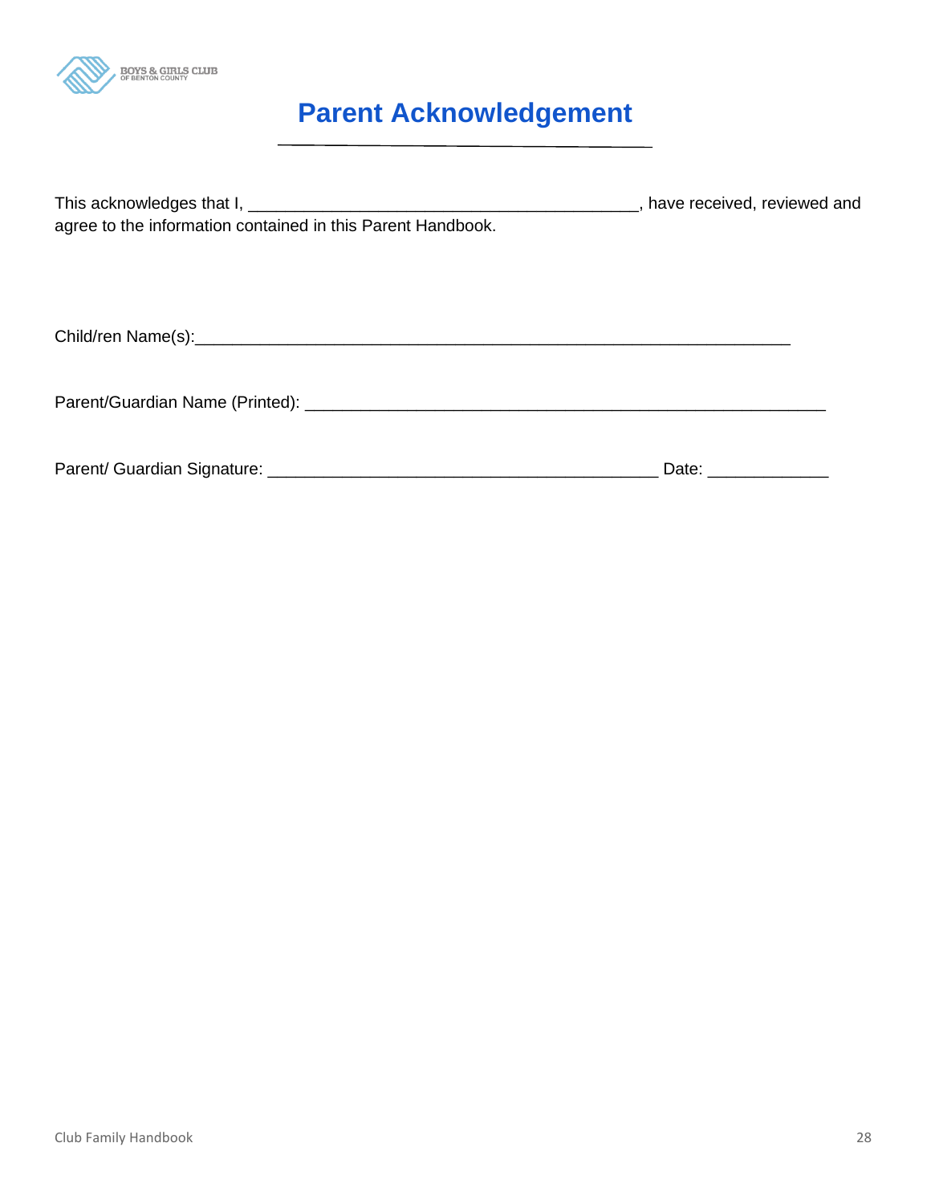BOYS & GIRLS CLUB
OF BENTON COUNTY

# Parent Acknowledgement

This acknowledges that I, ________________________________________, have received, reviewed and agree to the information contained in this Parent Handbook.

Child/ren Name(s):______________________________________________________________

Parent/Guardian Name (Printed): ______________________________________________________

Parent/ Guardian Signature: ________________________________________ Date: ____________